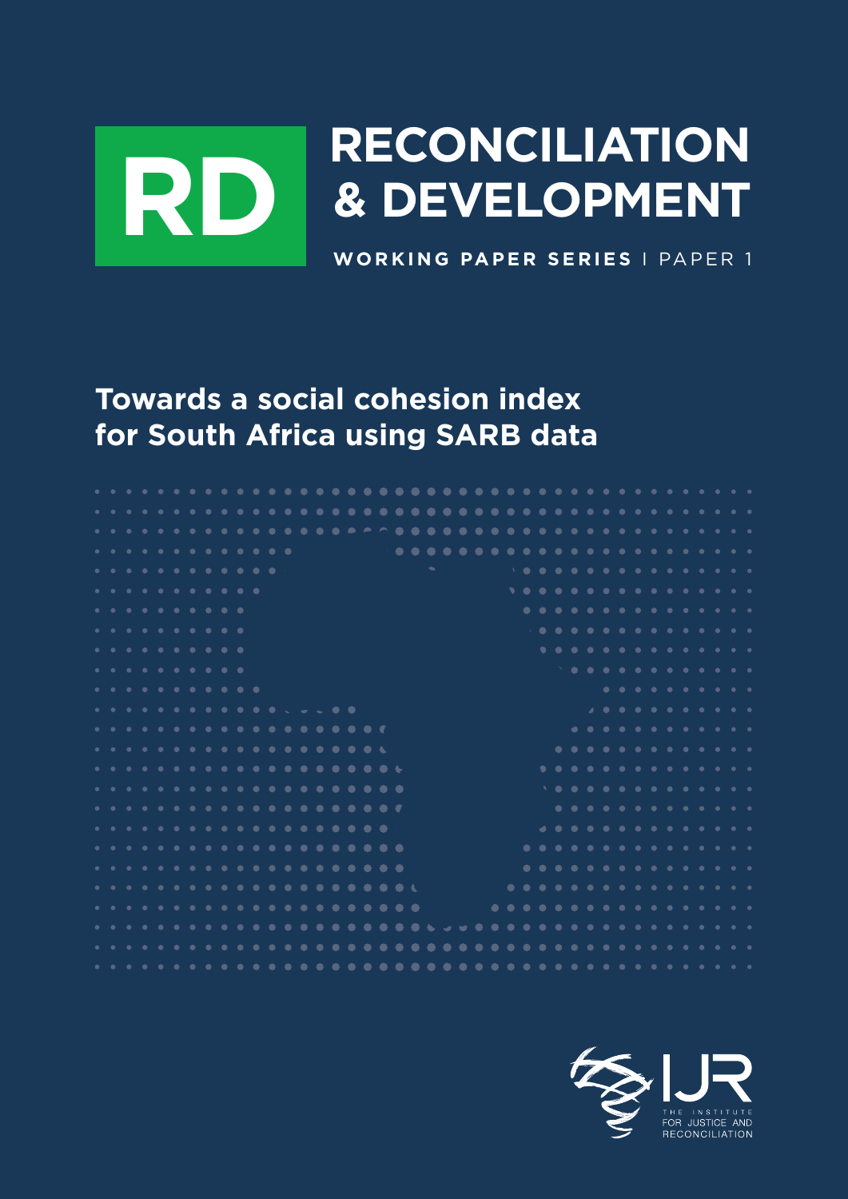# RD RECONCILIATION & DEVELOPMENT

**WORKING PAPER SERIES** | PAPER 1

## Towards a social cohesion index for South Africa using SARB data

IJR
THE INSTITUTE FOR JUSTICE AND RECONCILIATION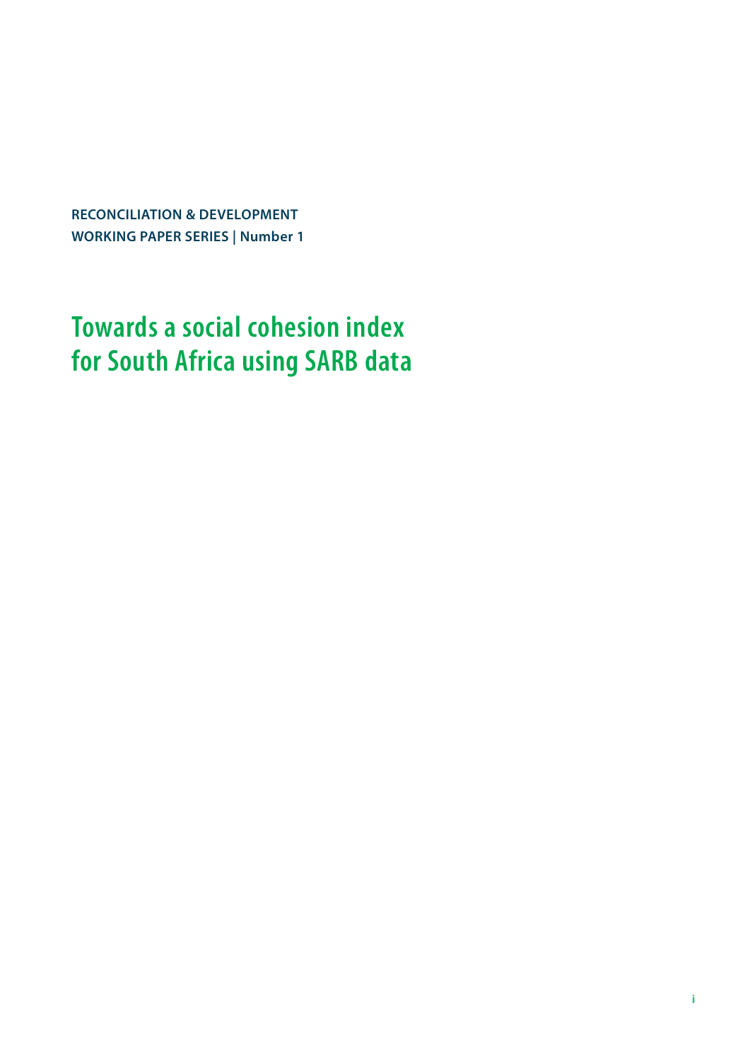RECONCILIATION & DEVELOPMENT
WORKING PAPER SERIES | Number 1

# Towards a social cohesion index for South Africa using SARB data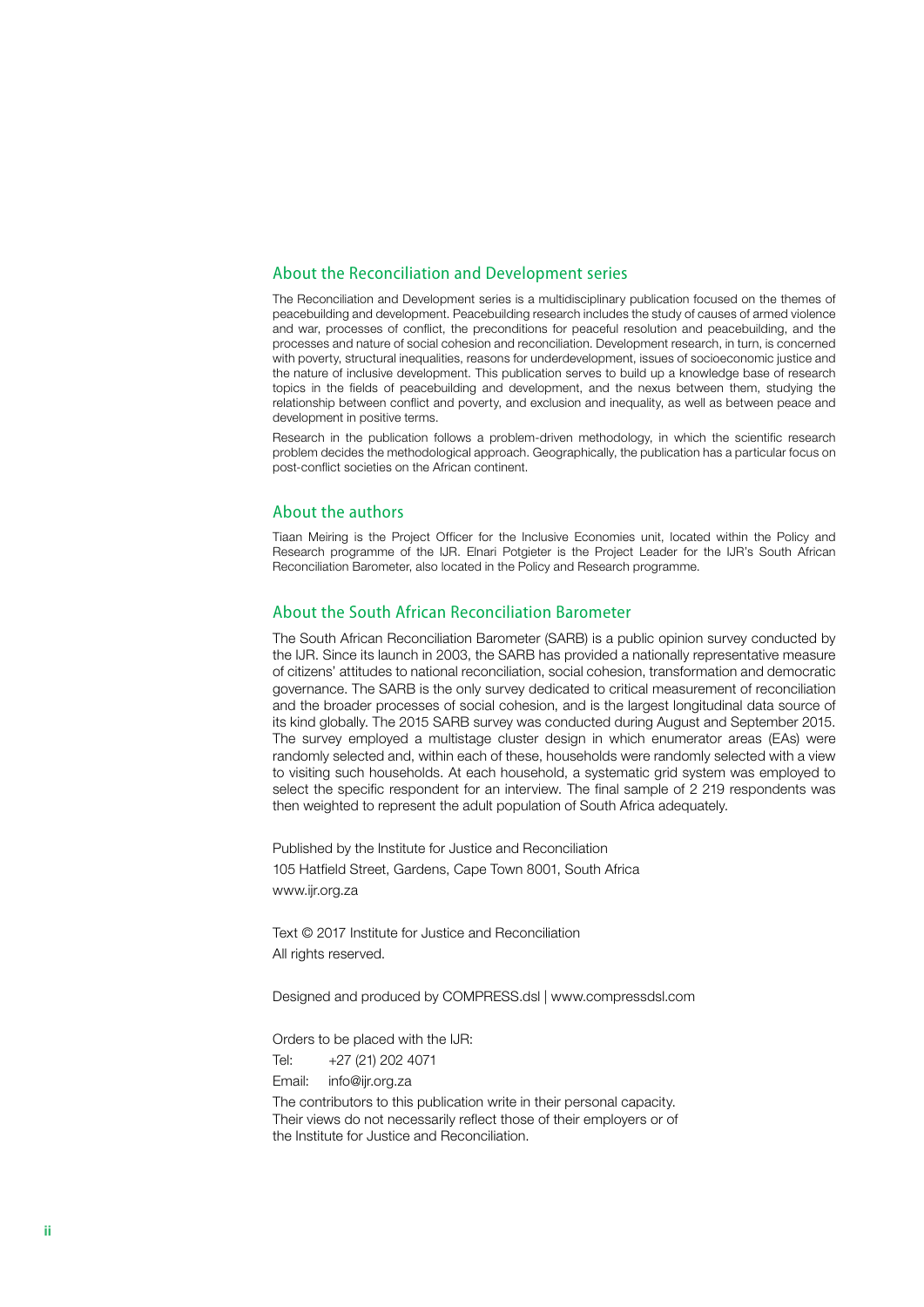## About the Reconciliation and Development series

The Reconciliation and Development series is a multidisciplinary publication focused on the themes of peacebuilding and development. Peacebuilding research includes the study of causes of armed violence and war, processes of conflict, the preconditions for peaceful resolution and peacebuilding, and the processes and nature of social cohesion and reconciliation. Development research, in turn, is concerned with poverty, structural inequalities, reasons for underdevelopment, issues of socioeconomic justice and the nature of inclusive development. This publication serves to build up a knowledge base of research topics in the fields of peacebuilding and development, and the nexus between them, studying the relationship between conflict and poverty, and exclusion and inequality, as well as between peace and development in positive terms.

Research in the publication follows a problem-driven methodology, in which the scientific research problem decides the methodological approach. Geographically, the publication has a particular focus on post-conflict societies on the African continent.

## About the authors

Tiaan Meiring is the Project Officer for the Inclusive Economies unit, located within the Policy and Research programme of the IJR. Elnari Potgieter is the Project Leader for the IJR's South African Reconciliation Barometer, also located in the Policy and Research programme.

## About the South African Reconciliation Barometer

The South African Reconciliation Barometer (SARB) is a public opinion survey conducted by the IJR. Since its launch in 2003, the SARB has provided a nationally representative measure of citizens' attitudes to national reconciliation, social cohesion, transformation and democratic governance. The SARB is the only survey dedicated to critical measurement of reconciliation and the broader processes of social cohesion, and is the largest longitudinal data source of its kind globally. The 2015 SARB survey was conducted during August and September 2015. The survey employed a multistage cluster design in which enumerator areas (EAs) were randomly selected and, within each of these, households were randomly selected with a view to visiting such households. At each household, a systematic grid system was employed to select the specific respondent for an interview. The final sample of 2 219 respondents was then weighted to represent the adult population of South Africa adequately.

Published by the Institute for Justice and Reconciliation
105 Hatfield Street, Gardens, Cape Town 8001, South Africa
www.ijr.org.za

Text © 2017 Institute for Justice and Reconciliation
All rights reserved.

Designed and produced by COMPRESS.dsl | www.compressdsl.com

Orders to be placed with the IJR:
Tel: +27 (21) 202 4071
Email: info@ijr.org.za

The contributors to this publication write in their personal capacity. Their views do not necessarily reflect those of their employers or of the Institute for Justice and Reconciliation.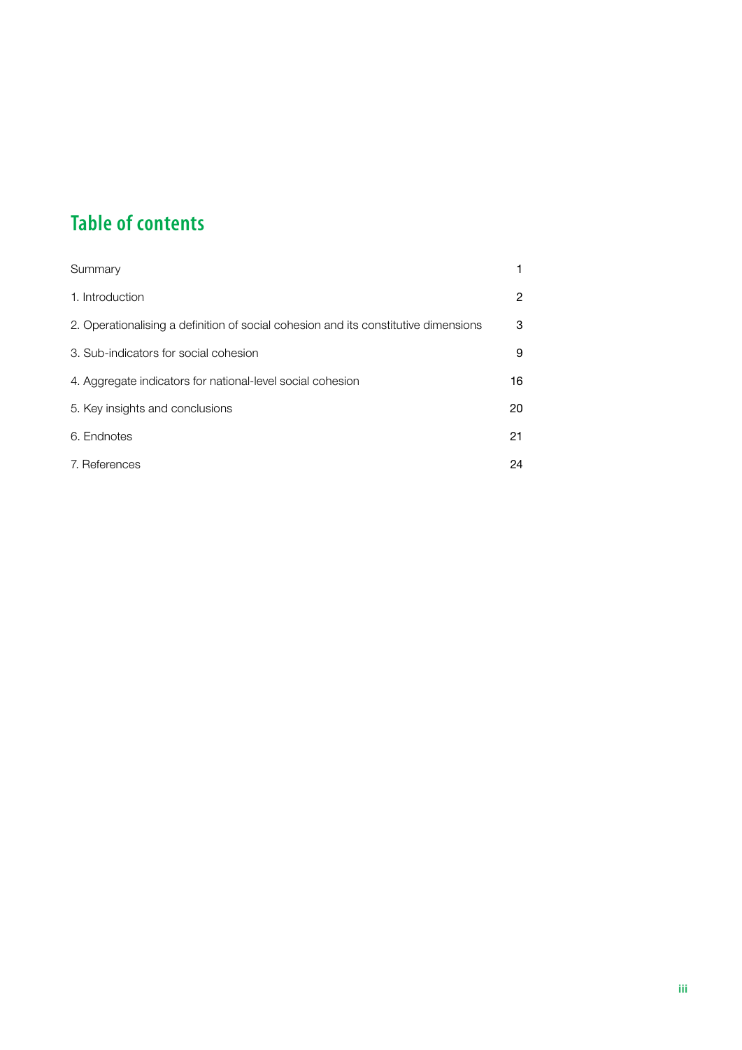## Table of contents

| | |
|---|---|
| Summary | 1 |
| 1. Introduction | 2 |
| 2. Operationalising a definition of social cohesion and its constitutive dimensions | 3 |
| 3. Sub-indicators for social cohesion | 9 |
| 4. Aggregate indicators for national-level social cohesion | 16 |
| 5. Key insights and conclusions | 20 |
| 6. Endnotes | 21 |
| 7. References | 24 |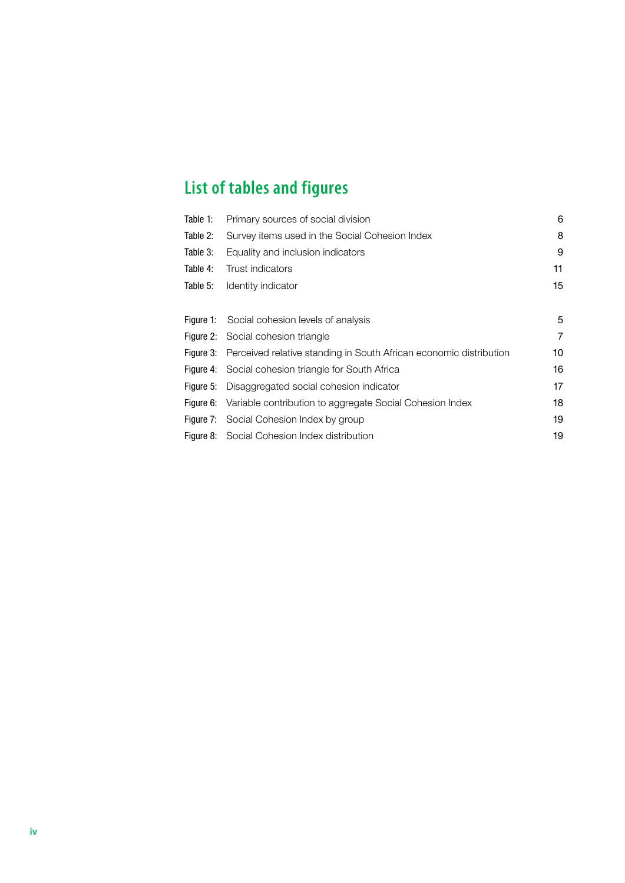# List of tables and figures

| | | |
|---|---|---|
| Table 1: | Primary sources of social division | 6 |
| Table 2: | Survey items used in the Social Cohesion Index | 8 |
| Table 3: | Equality and inclusion indicators | 9 |
| Table 4: | Trust indicators | 11 |
| Table 5: | Identity indicator | 15 |

| | | |
|---|---|---|
| Figure 1: | Social cohesion levels of analysis | 5 |
| Figure 2: | Social cohesion triangle | 7 |
| Figure 3: | Perceived relative standing in South African economic distribution | 10 |
| Figure 4: | Social cohesion triangle for South Africa | 16 |
| Figure 5: | Disaggregated social cohesion indicator | 17 |
| Figure 6: | Variable contribution to aggregate Social Cohesion Index | 18 |
| Figure 7: | Social Cohesion Index by group | 19 |
| Figure 8: | Social Cohesion Index distribution | 19 |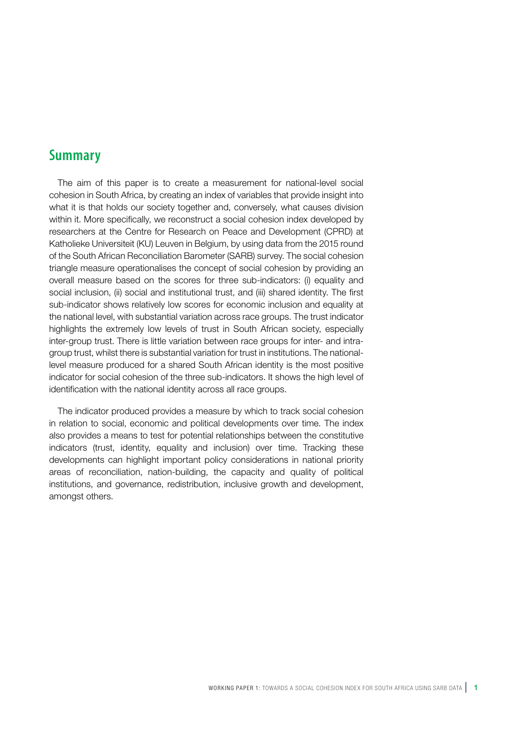## Summary

The aim of this paper is to create a measurement for national-level social cohesion in South Africa, by creating an index of variables that provide insight into what it is that holds our society together and, conversely, what causes division within it. More specifically, we reconstruct a social cohesion index developed by researchers at the Centre for Research on Peace and Development (CPRD) at Katholieke Universiteit (KU) Leuven in Belgium, by using data from the 2015 round of the South African Reconciliation Barometer (SARB) survey. The social cohesion triangle measure operationalises the concept of social cohesion by providing an overall measure based on the scores for three sub-indicators: (i) equality and social inclusion, (ii) social and institutional trust, and (iii) shared identity. The first sub-indicator shows relatively low scores for economic inclusion and equality at the national level, with substantial variation across race groups. The trust indicator highlights the extremely low levels of trust in South African society, especially inter-group trust. There is little variation between race groups for inter- and intra-group trust, whilst there is substantial variation for trust in institutions. The national-level measure produced for a shared South African identity is the most positive indicator for social cohesion of the three sub-indicators. It shows the high level of identification with the national identity across all race groups.

The indicator produced provides a measure by which to track social cohesion in relation to social, economic and political developments over time. The index also provides a means to test for potential relationships between the constitutive indicators (trust, identity, equality and inclusion) over time. Tracking these developments can highlight important policy considerations in national priority areas of reconciliation, nation-building, the capacity and quality of political institutions, and governance, redistribution, inclusive growth and development, amongst others.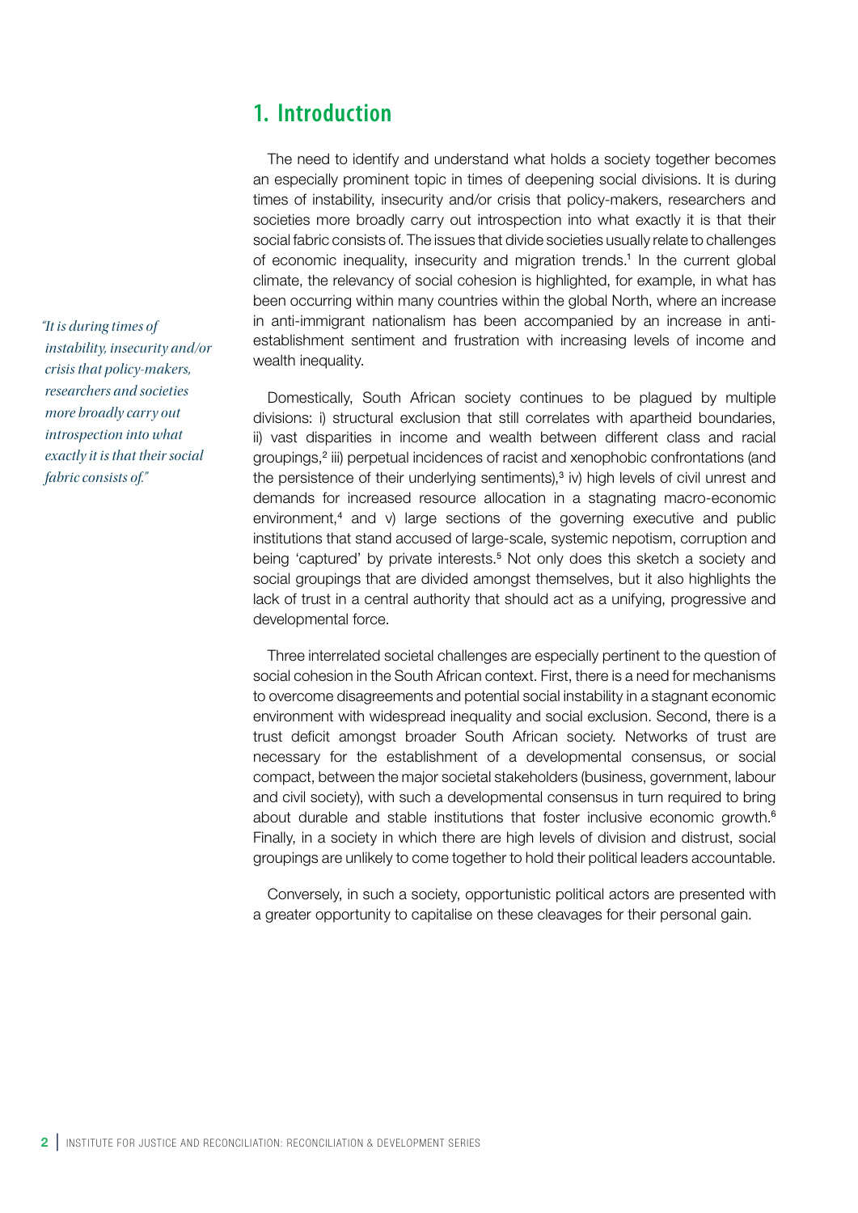## 1. Introduction

The need to identify and understand what holds a society together becomes an especially prominent topic in times of deepening social divisions. It is during times of instability, insecurity and/or crisis that policy-makers, researchers and societies more broadly carry out introspection into what exactly it is that their social fabric consists of. The issues that divide societies usually relate to challenges of economic inequality, insecurity and migration trends.[1] In the current global climate, the relevancy of social cohesion is highlighted, for example, in what has been occurring within many countries within the global North, where an increase in anti-immigrant nationalism has been accompanied by an increase in anti-establishment sentiment and frustration with increasing levels of income and wealth inequality.

*"It is during times of instability, insecurity and/or crisis that policy-makers, researchers and societies more broadly carry out introspection into what exactly it is that their social fabric consists of."*

Domestically, South African society continues to be plagued by multiple divisions: i) structural exclusion that still correlates with apartheid boundaries, ii) vast disparities in income and wealth between different class and racial groupings,[2] iii) perpetual incidences of racist and xenophobic confrontations (and the persistence of their underlying sentiments),[3] iv) high levels of civil unrest and demands for increased resource allocation in a stagnating macro-economic environment,[4] and v) large sections of the governing executive and public institutions that stand accused of large-scale, systemic nepotism, corruption and being 'captured' by private interests.[5] Not only does this sketch a society and social groupings that are divided amongst themselves, but it also highlights the lack of trust in a central authority that should act as a unifying, progressive and developmental force.

Three interrelated societal challenges are especially pertinent to the question of social cohesion in the South African context. First, there is a need for mechanisms to overcome disagreements and potential social instability in a stagnant economic environment with widespread inequality and social exclusion. Second, there is a trust deficit amongst broader South African society. Networks of trust are necessary for the establishment of a developmental consensus, or social compact, between the major societal stakeholders (business, government, labour and civil society), with such a developmental consensus in turn required to bring about durable and stable institutions that foster inclusive economic growth.[6] Finally, in a society in which there are high levels of division and distrust, social groupings are unlikely to come together to hold their political leaders accountable.

Conversely, in such a society, opportunistic political actors are presented with a greater opportunity to capitalise on these cleavages for their personal gain.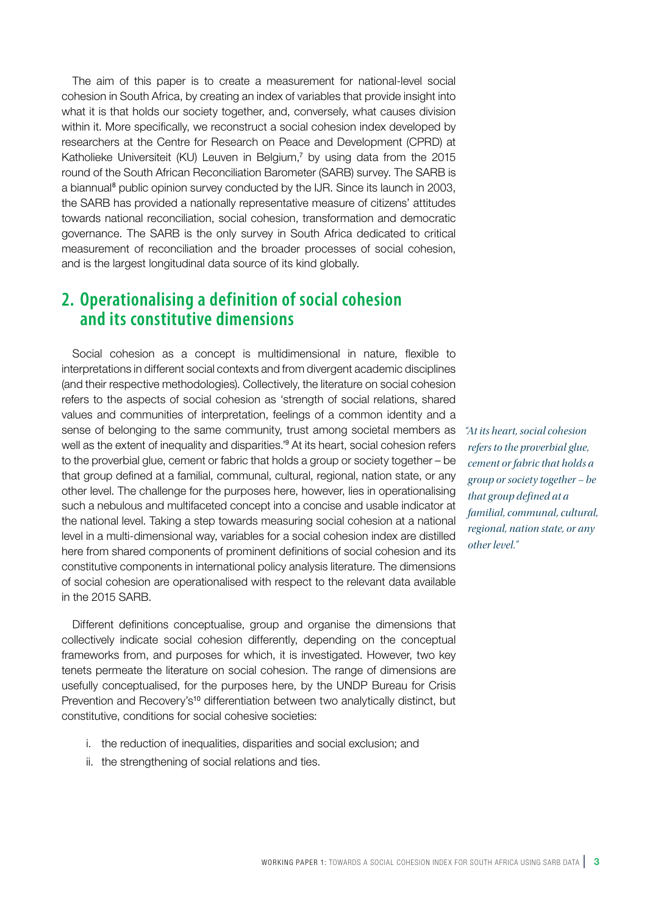The aim of this paper is to create a measurement for national-level social cohesion in South Africa, by creating an index of variables that provide insight into what it is that holds our society together, and, conversely, what causes division within it. More specifically, we reconstruct a social cohesion index developed by researchers at the Centre for Research on Peace and Development (CPRD) at Katholieke Universiteit (KU) Leuven in Belgium,[7] by using data from the 2015 round of the South African Reconciliation Barometer (SARB) survey. The SARB is a biannual[8] public opinion survey conducted by the IJR. Since its launch in 2003, the SARB has provided a nationally representative measure of citizens' attitudes towards national reconciliation, social cohesion, transformation and democratic governance. The SARB is the only survey in South Africa dedicated to critical measurement of reconciliation and the broader processes of social cohesion, and is the largest longitudinal data source of its kind globally.

## 2. Operationalising a definition of social cohesion and its constitutive dimensions

Social cohesion as a concept is multidimensional in nature, flexible to interpretations in different social contexts and from divergent academic disciplines (and their respective methodologies). Collectively, the literature on social cohesion refers to the aspects of social cohesion as 'strength of social relations, shared values and communities of interpretation, feelings of a common identity and a sense of belonging to the same community, trust among societal members as well as the extent of inequality and disparities.'[9] At its heart, social cohesion refers to the proverbial glue, cement or fabric that holds a group or society together – be that group defined at a familial, communal, cultural, regional, nation state, or any other level. The challenge for the purposes here, however, lies in operationalising such a nebulous and multifaceted concept into a concise and usable indicator at the national level. Taking a step towards measuring social cohesion at a national level in a multi-dimensional way, variables for a social cohesion index are distilled here from shared components of prominent definitions of social cohesion and its constitutive components in international policy analysis literature. The dimensions of social cohesion are operationalised with respect to the relevant data available in the 2015 SARB.

*"At its heart, social cohesion refers to the proverbial glue, cement or fabric that holds a group or society together – be that group defined at a familial, communal, cultural, regional, nation state, or any other level."*

Different definitions conceptualise, group and organise the dimensions that collectively indicate social cohesion differently, depending on the conceptual frameworks from, and purposes for which, it is investigated. However, two key tenets permeate the literature on social cohesion. The range of dimensions are usefully conceptualised, for the purposes here, by the UNDP Bureau for Crisis Prevention and Recovery's[10] differentiation between two analytically distinct, but constitutive, conditions for social cohesive societies:

i. the reduction of inequalities, disparities and social exclusion; and
ii. the strengthening of social relations and ties.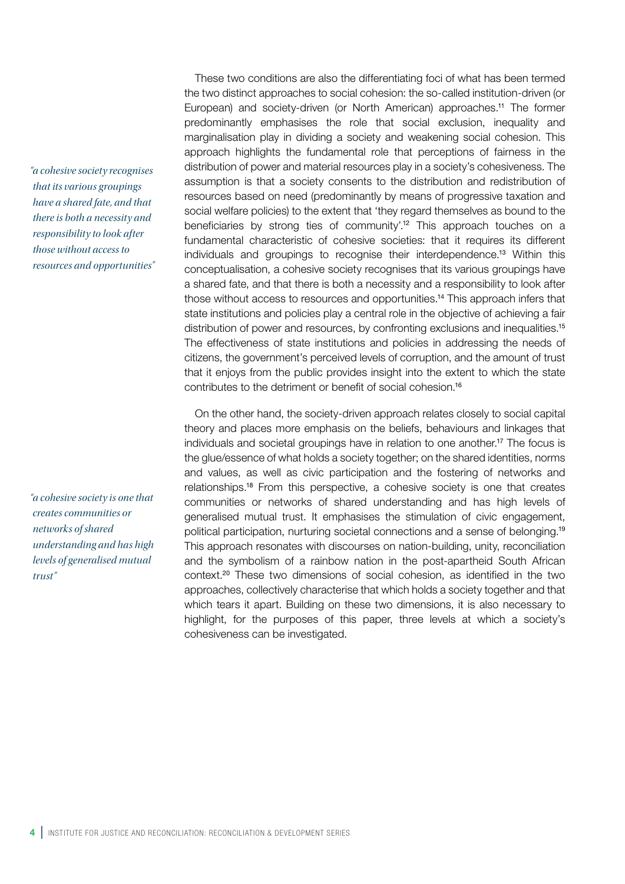*"a cohesive society recognises that its various groupings have a shared fate, and that there is both a necessity and responsibility to look after those without access to resources and opportunities"*

These two conditions are also the differentiating foci of what has been termed the two distinct approaches to social cohesion: the so-called institution-driven (or European) and society-driven (or North American) approaches.[11] The former predominantly emphasises the role that social exclusion, inequality and marginalisation play in dividing a society and weakening social cohesion. This approach highlights the fundamental role that perceptions of fairness in the distribution of power and material resources play in a society's cohesiveness. The assumption is that a society consents to the distribution and redistribution of resources based on need (predominantly by means of progressive taxation and social welfare policies) to the extent that 'they regard themselves as bound to the beneficiaries by strong ties of community'.[12] This approach touches on a fundamental characteristic of cohesive societies: that it requires its different individuals and groupings to recognise their interdependence.[13] Within this conceptualisation, a cohesive society recognises that its various groupings have a shared fate, and that there is both a necessity and a responsibility to look after those without access to resources and opportunities.[14] This approach infers that state institutions and policies play a central role in the objective of achieving a fair distribution of power and resources, by confronting exclusions and inequalities.[15] The effectiveness of state institutions and policies in addressing the needs of citizens, the government's perceived levels of corruption, and the amount of trust that it enjoys from the public provides insight into the extent to which the state contributes to the detriment or benefit of social cohesion.[16]

*"a cohesive society is one that creates communities or networks of shared understanding and has high levels of generalised mutual trust"*

On the other hand, the society-driven approach relates closely to social capital theory and places more emphasis on the beliefs, behaviours and linkages that individuals and societal groupings have in relation to one another.[17] The focus is the glue/essence of what holds a society together; on the shared identities, norms and values, as well as civic participation and the fostering of networks and relationships.[18] From this perspective, a cohesive society is one that creates communities or networks of shared understanding and has high levels of generalised mutual trust. It emphasises the stimulation of civic engagement, political participation, nurturing societal connections and a sense of belonging.[19] This approach resonates with discourses on nation-building, unity, reconciliation and the symbolism of a rainbow nation in the post-apartheid South African context.[20] These two dimensions of social cohesion, as identified in the two approaches, collectively characterise that which holds a society together and that which tears it apart. Building on these two dimensions, it is also necessary to highlight, for the purposes of this paper, three levels at which a society's cohesiveness can be investigated.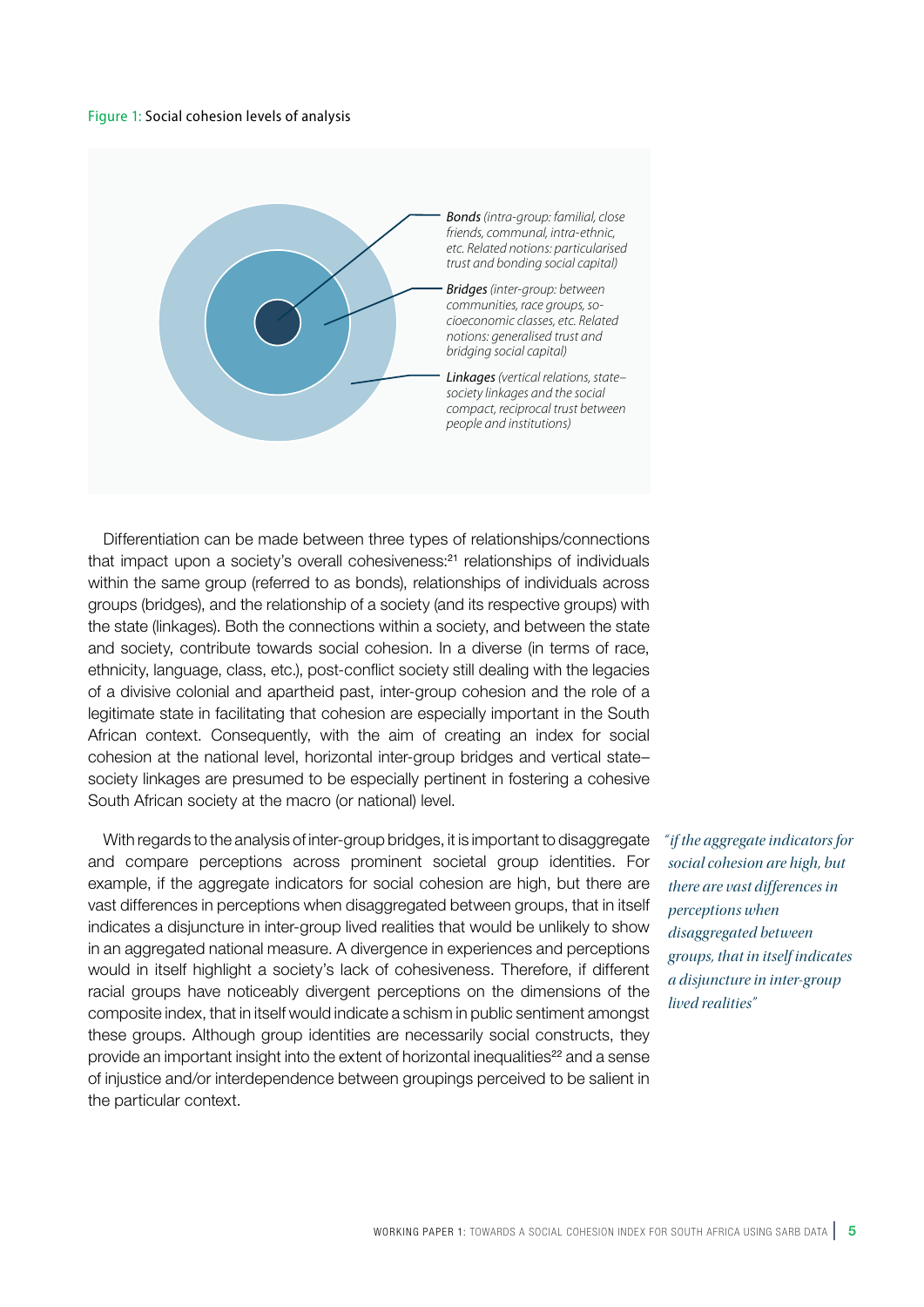Figure 1: Social cohesion levels of analysis

*Bonds* (intra-group: familial, close friends, communal, intra-ethnic, etc. Related notions: particularised trust and bonding social capital)

*Bridges* (inter-group: between communities, race groups, socioeconomic classes, etc. Related notions: generalised trust and bridging social capital)

*Linkages* (vertical relations, state–society linkages and the social compact, reciprocal trust between people and institutions)

Differentiation can be made between three types of relationships/connections that impact upon a society's overall cohesiveness:[21] relationships of individuals within the same group (referred to as bonds), relationships of individuals across groups (bridges), and the relationship of a society (and its respective groups) with the state (linkages). Both the connections within a society, and between the state and society, contribute towards social cohesion. In a diverse (in terms of race, ethnicity, language, class, etc.), post-conflict society still dealing with the legacies of a divisive colonial and apartheid past, inter-group cohesion and the role of a legitimate state in facilitating that cohesion are especially important in the South African context. Consequently, with the aim of creating an index for social cohesion at the national level, horizontal inter-group bridges and vertical state–society linkages are presumed to be especially pertinent in fostering a cohesive South African society at the macro (or national) level.

With regards to the analysis of inter-group bridges, it is important to disaggregate and compare perceptions across prominent societal group identities. For example, if the aggregate indicators for social cohesion are high, but there are vast differences in perceptions when disaggregated between groups, that in itself indicates a disjuncture in inter-group lived realities that would be unlikely to show in an aggregated national measure. A divergence in experiences and perceptions would in itself highlight a society's lack of cohesiveness. Therefore, if different racial groups have noticeably divergent perceptions on the dimensions of the composite index, that in itself would indicate a schism in public sentiment amongst these groups. Although group identities are necessarily social constructs, they provide an important insight into the extent of horizontal inequalities[22] and a sense of injustice and/or interdependence between groupings perceived to be salient in the particular context.

*"if the aggregate indicators for social cohesion are high, but there are vast differences in perceptions when disaggregated between groups, that in itself indicates a disjuncture in inter-group lived realities"*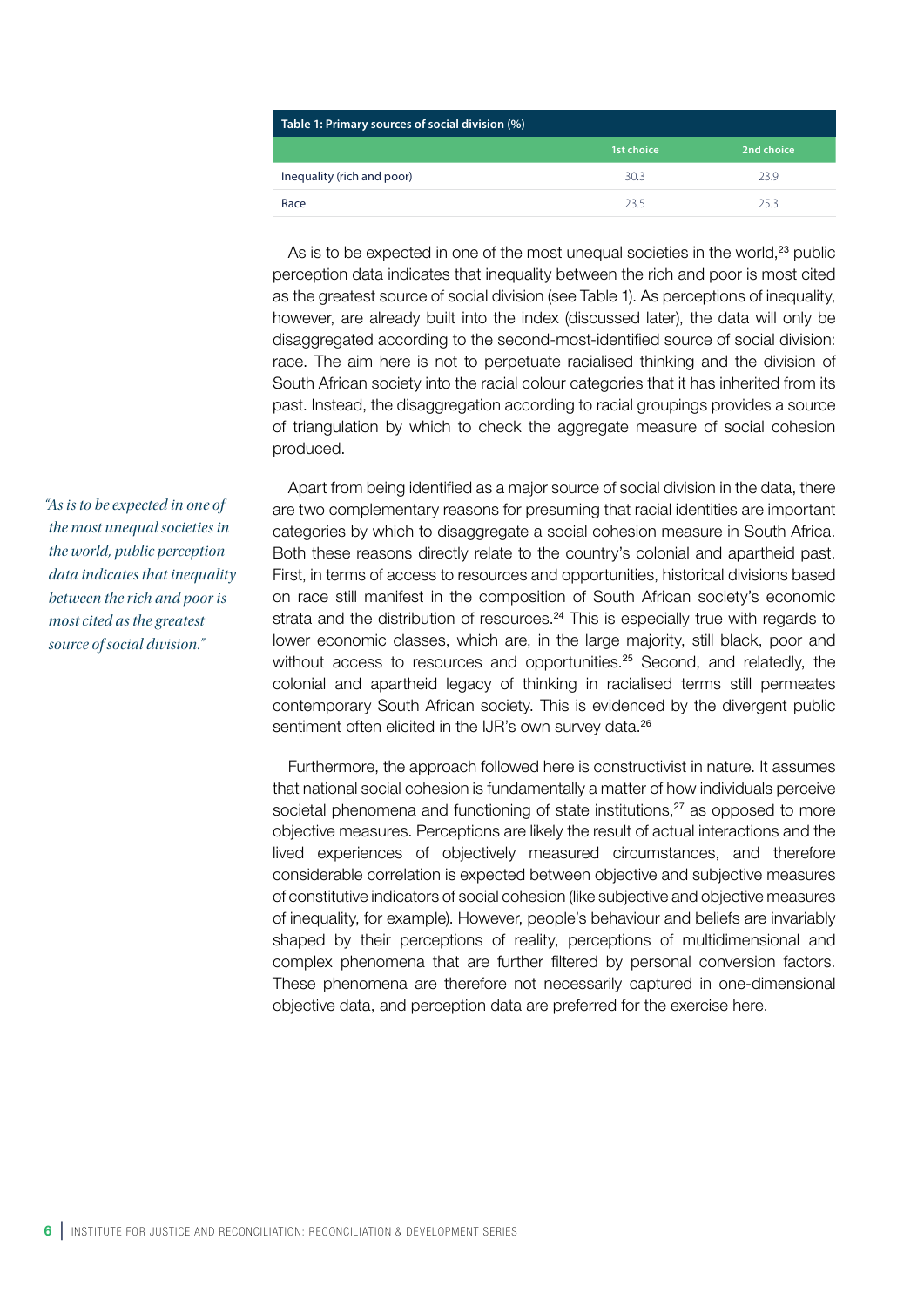| Table 1: Primary sources of social division (%) | | |
|---|---|---|
| | 1st choice | 2nd choice |
| Inequality (rich and poor) | 30.3 | 23.9 |
| Race | 23.5 | 25.3 |

As is to be expected in one of the most unequal societies in the world,[23] public perception data indicates that inequality between the rich and poor is most cited as the greatest source of social division (see Table 1). As perceptions of inequality, however, are already built into the index (discussed later), the data will only be disaggregated according to the second-most-identified source of social division: race. The aim here is not to perpetuate racialised thinking and the division of South African society into the racial colour categories that it has inherited from its past. Instead, the disaggregation according to racial groupings provides a source of triangulation by which to check the aggregate measure of social cohesion produced.

*"As is to be expected in one of the most unequal societies in the world, public perception data indicates that inequality between the rich and poor is most cited as the greatest source of social division."*

Apart from being identified as a major source of social division in the data, there are two complementary reasons for presuming that racial identities are important categories by which to disaggregate a social cohesion measure in South Africa. Both these reasons directly relate to the country's colonial and apartheid past. First, in terms of access to resources and opportunities, historical divisions based on race still manifest in the composition of South African society's economic strata and the distribution of resources.[24] This is especially true with regards to lower economic classes, which are, in the large majority, still black, poor and without access to resources and opportunities.[25] Second, and relatedly, the colonial and apartheid legacy of thinking in racialised terms still permeates contemporary South African society. This is evidenced by the divergent public sentiment often elicited in the IJR's own survey data.[26]

Furthermore, the approach followed here is constructivist in nature. It assumes that national social cohesion is fundamentally a matter of how individuals perceive societal phenomena and functioning of state institutions,[27] as opposed to more objective measures. Perceptions are likely the result of actual interactions and the lived experiences of objectively measured circumstances, and therefore considerable correlation is expected between objective and subjective measures of constitutive indicators of social cohesion (like subjective and objective measures of inequality, for example). However, people's behaviour and beliefs are invariably shaped by their perceptions of reality, perceptions of multidimensional and complex phenomena that are further filtered by personal conversion factors. These phenomena are therefore not necessarily captured in one-dimensional objective data, and perception data are preferred for the exercise here.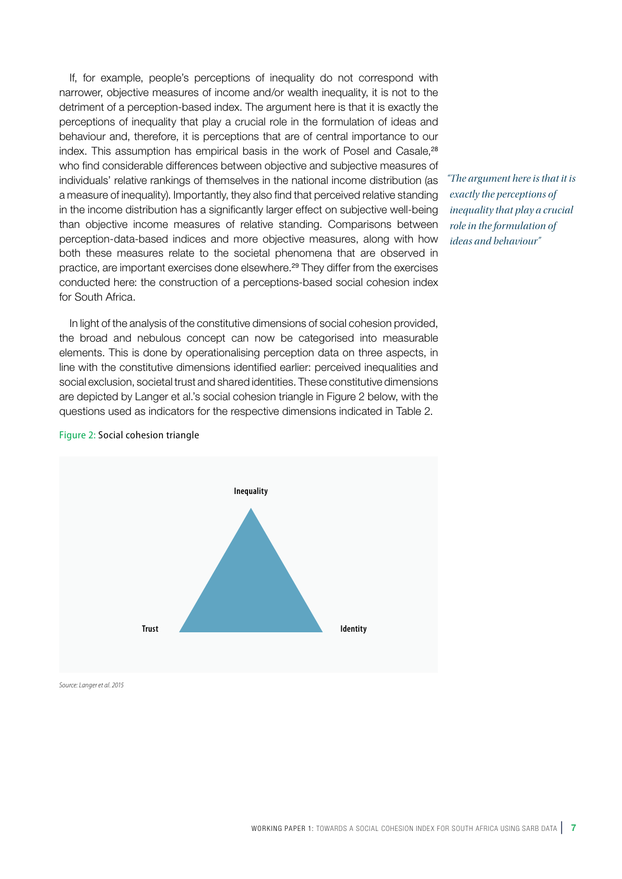If, for example, people's perceptions of inequality do not correspond with narrower, objective measures of income and/or wealth inequality, it is not to the detriment of a perception-based index. The argument here is that it is exactly the perceptions of inequality that play a crucial role in the formulation of ideas and behaviour and, therefore, it is perceptions that are of central importance to our index. This assumption has empirical basis in the work of Posel and Casale,[28] who find considerable differences between objective and subjective measures of individuals' relative rankings of themselves in the national income distribution (as a measure of inequality). Importantly, they also find that perceived relative standing in the income distribution has a significantly larger effect on subjective well-being than objective income measures of relative standing. Comparisons between perception-data-based indices and more objective measures, along with how both these measures relate to the societal phenomena that are observed in practice, are important exercises done elsewhere.[29] They differ from the exercises conducted here: the construction of a perceptions-based social cohesion index for South Africa.

*"The argument here is that it is exactly the perceptions of inequality that play a crucial role in the formulation of ideas and behaviour"*

In light of the analysis of the constitutive dimensions of social cohesion provided, the broad and nebulous concept can now be categorised into measurable elements. This is done by operationalising perception data on three aspects, in line with the constitutive dimensions identified earlier: perceived inequalities and social exclusion, societal trust and shared identities. These constitutive dimensions are depicted by Langer et al.'s social cohesion triangle in Figure 2 below, with the questions used as indicators for the respective dimensions indicated in Table 2.

Figure 2: Social cohesion triangle

Inequality

Trust

Identity

*Source: Langer et al. 2015*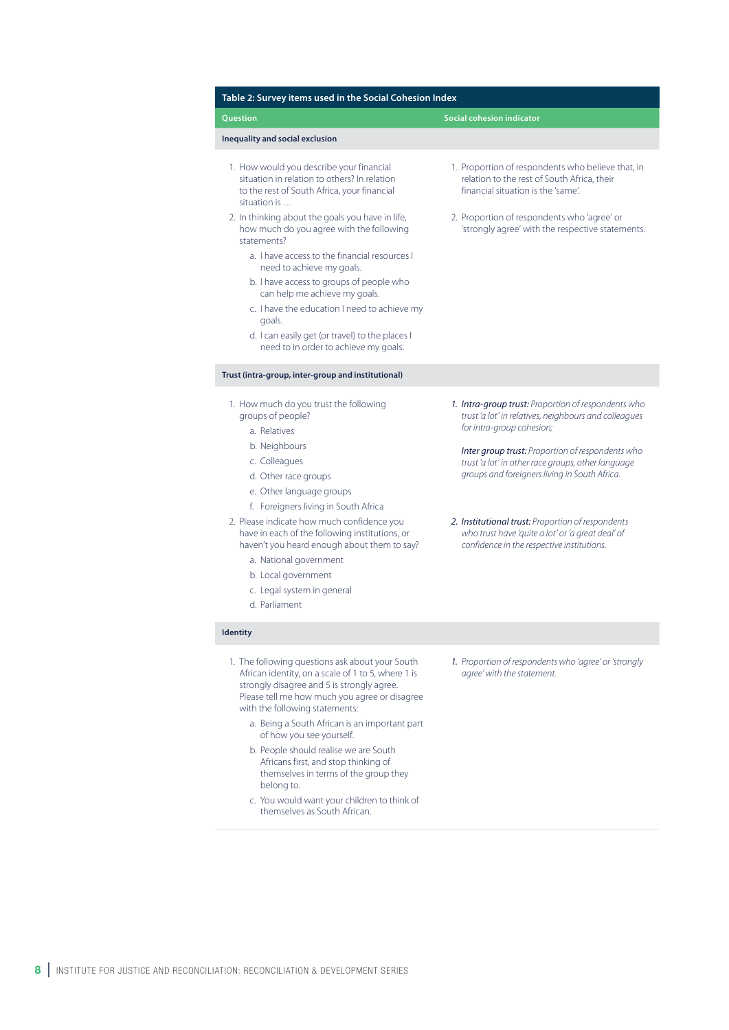**Table 2: Survey items used in the Social Cohesion Index**

| Question | Social cohesion indicator |
|---|---|
| **Inequality and social exclusion** | |
| 1. How would you describe your financial situation in relation to others? In relation to the rest of South Africa, your financial situation is … | 1. Proportion of respondents who believe that, in relation to the rest of South Africa, their financial situation is the 'same'. |
| 2. In thinking about the goals you have in life, how much do you agree with the following statements?<br>a. I have access to the financial resources I need to achieve my goals.<br>b. I have access to groups of people who can help me achieve my goals.<br>c. I have the education I need to achieve my goals.<br>d. I can easily get (or travel) to the places I need to in order to achieve my goals. | 2. Proportion of respondents who 'agree' or 'strongly agree' with the respective statements. |
| **Trust (intra-group, inter-group and institutional)** | |
| 1. How much do you trust the following groups of people?<br>a. Relatives<br>b. Neighbours<br>c. Colleagues<br>d. Other race groups<br>e. Other language groups<br>f. Foreigners living in South Africa | *1. **Intra-group trust:** Proportion of respondents who trust 'a lot' in relatives, neighbours and colleagues for intra-group cohesion;*<br><br>***Inter group trust:** Proportion of respondents who trust 'a lot' in other race groups, other language groups and foreigners living in South Africa.* |
| 2. Please indicate how much confidence you have in each of the following institutions, or haven't you heard enough about them to say?<br>a. National government<br>b. Local government<br>c. Legal system in general<br>d. Parliament | *2. **Institutional trust:** Proportion of respondents who trust have 'quite a lot' or 'a great deal' of confidence in the respective institutions.* |
| **Identity** | |
| 1. The following questions ask about your South African identity, on a scale of 1 to 5, where 1 is strongly disagree and 5 is strongly agree. Please tell me how much you agree or disagree with the following statements:<br>a. Being a South African is an important part of how you see yourself.<br>b. People should realise we are South Africans first, and stop thinking of themselves in terms of the group they belong to.<br>c. You would want your children to think of themselves as South African. | *1. Proportion of respondents who 'agree' or 'strongly agree' with the statement.* |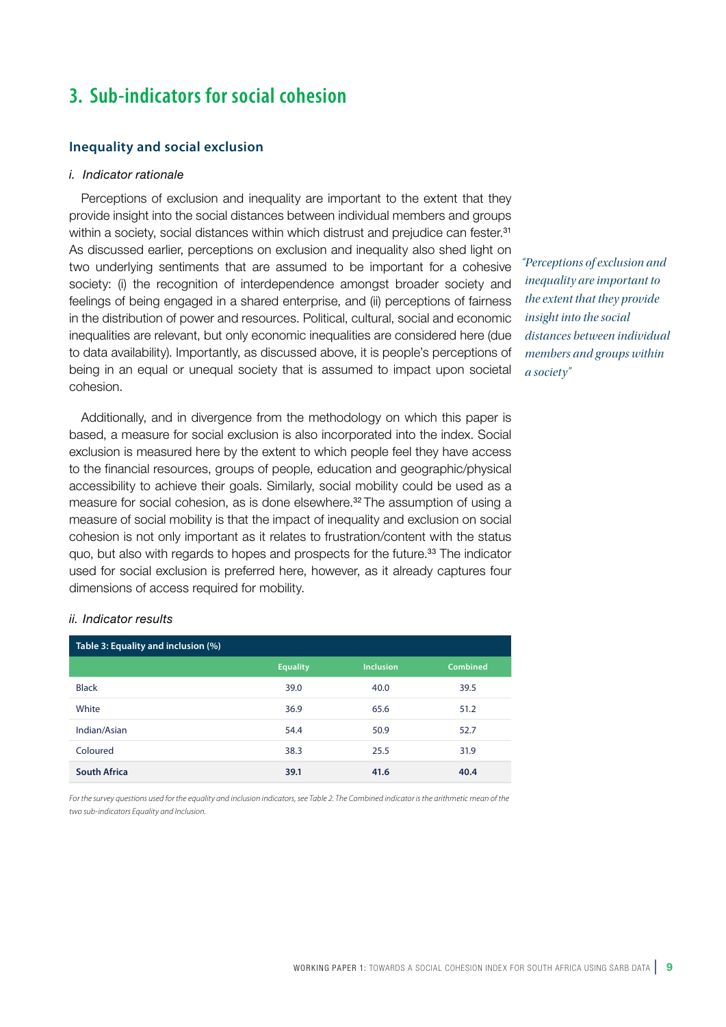# 3. Sub-indicators for social cohesion

## Inequality and social exclusion

*i. Indicator rationale*

Perceptions of exclusion and inequality are important to the extent that they provide insight into the social distances between individual members and groups within a society, social distances within which distrust and prejudice can fester.[31] As discussed earlier, perceptions on exclusion and inequality also shed light on two underlying sentiments that are assumed to be important for a cohesive society: (i) the recognition of interdependence amongst broader society and feelings of being engaged in a shared enterprise, and (ii) perceptions of fairness in the distribution of power and resources. Political, cultural, social and economic inequalities are relevant, but only economic inequalities are considered here (due to data availability). Importantly, as discussed above, it is people's perceptions of being in an equal or unequal society that is assumed to impact upon societal cohesion.

*"Perceptions of exclusion and inequality are important to the extent that they provide insight into the social distances between individual members and groups within a society"*

Additionally, and in divergence from the methodology on which this paper is based, a measure for social exclusion is also incorporated into the index. Social exclusion is measured here by the extent to which people feel they have access to the financial resources, groups of people, education and geographic/physical accessibility to achieve their goals. Similarly, social mobility could be used as a measure for social cohesion, as is done elsewhere.[32] The assumption of using a measure of social mobility is that the impact of inequality and exclusion on social cohesion is not only important as it relates to frustration/content with the status quo, but also with regards to hopes and prospects for the future.[33] The indicator used for social exclusion is preferred here, however, as it already captures four dimensions of access required for mobility.

*ii. Indicator results*

**Table 3: Equality and inclusion (%)**

| | Equality | Inclusion | Combined |
|---|---|---|---|
| Black | 39.0 | 40.0 | 39.5 |
| White | 36.9 | 65.6 | 51.2 |
| Indian/Asian | 54.4 | 50.9 | 52.7 |
| Coloured | 38.3 | 25.5 | 31.9 |
| **South Africa** | **39.1** | **41.6** | **40.4** |

*For the survey questions used for the equality and inclusion indicators, see Table 2. The Combined indicator is the arithmetic mean of the two sub-indicators Equality and Inclusion.*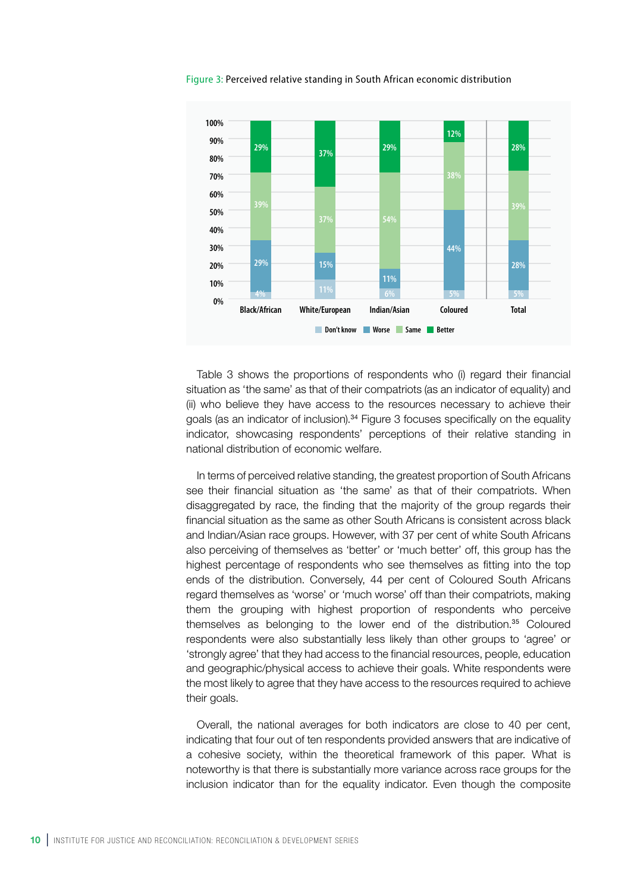Figure 3: Perceived relative standing in South African economic distribution

| | Black/African | White/European | Indian/Asian | Coloured | Total |
|---|---|---|---|---|---|
| Don't know | 4% | 11% | 6% | 5% | 5% |
| Worse | 29% | 15% | 11% | 44% | 28% |
| Same | 39% | 37% | 54% | 38% | 39% |
| Better | 29% | 37% | 29% | 12% | 28% |

Table 3 shows the proportions of respondents who (i) regard their financial situation as 'the same' as that of their compatriots (as an indicator of equality) and (ii) who believe they have access to the resources necessary to achieve their goals (as an indicator of inclusion).[34] Figure 3 focuses specifically on the equality indicator, showcasing respondents' perceptions of their relative standing in national distribution of economic welfare.

In terms of perceived relative standing, the greatest proportion of South Africans see their financial situation as 'the same' as that of their compatriots. When disaggregated by race, the finding that the majority of the group regards their financial situation as the same as other South Africans is consistent across black and Indian/Asian race groups. However, with 37 per cent of white South Africans also perceiving of themselves as 'better' or 'much better' off, this group has the highest percentage of respondents who see themselves as fitting into the top ends of the distribution. Conversely, 44 per cent of Coloured South Africans regard themselves as 'worse' or 'much worse' off than their compatriots, making them the grouping with highest proportion of respondents who perceive themselves as belonging to the lower end of the distribution.[35] Coloured respondents were also substantially less likely than other groups to 'agree' or 'strongly agree' that they had access to the financial resources, people, education and geographic/physical access to achieve their goals. White respondents were the most likely to agree that they have access to the resources required to achieve their goals.

Overall, the national averages for both indicators are close to 40 per cent, indicating that four out of ten respondents provided answers that are indicative of a cohesive society, within the theoretical framework of this paper. What is noteworthy is that there is substantially more variance across race groups for the inclusion indicator than for the equality indicator. Even though the composite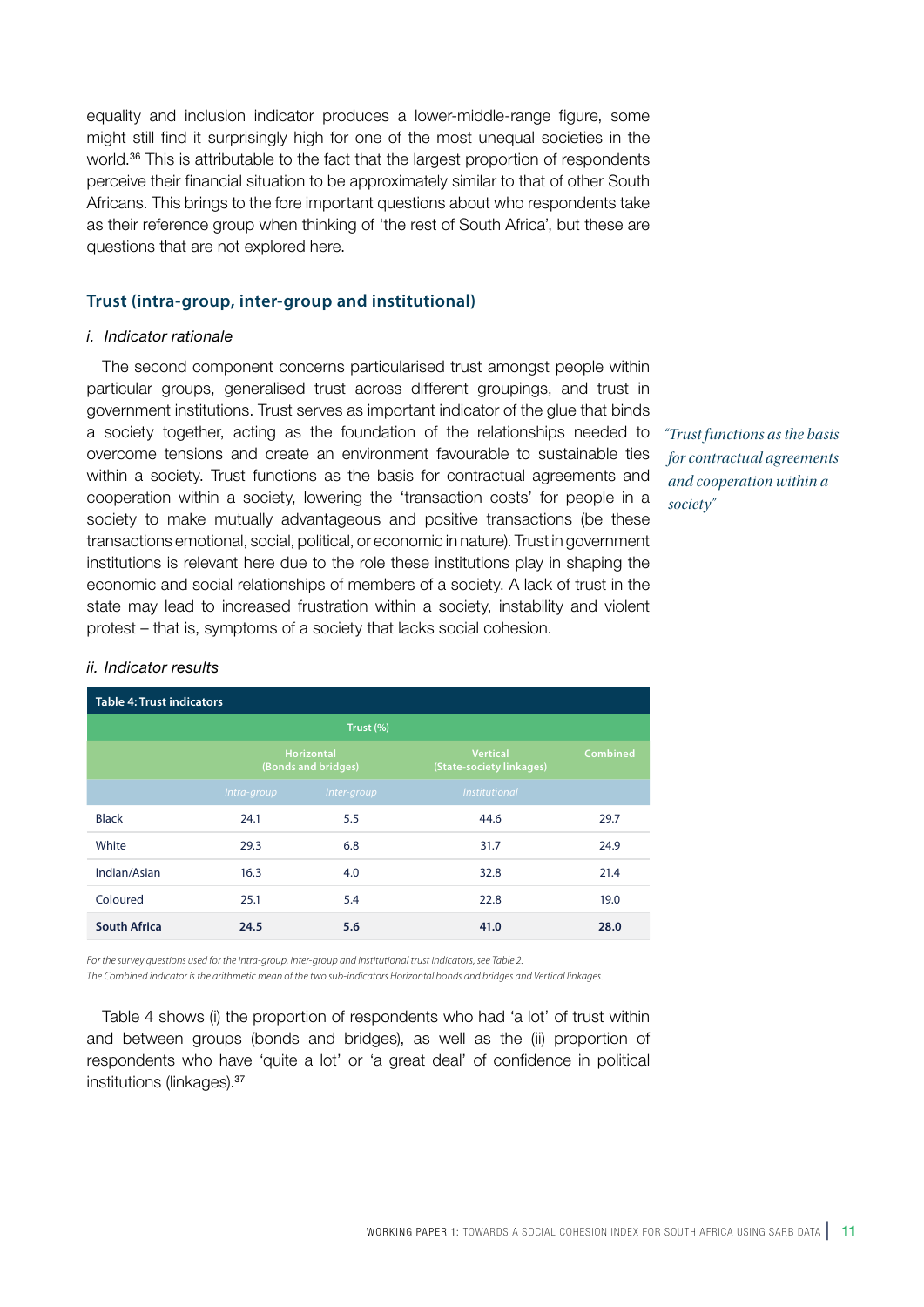equality and inclusion indicator produces a lower-middle-range figure, some might still find it surprisingly high for one of the most unequal societies in the world.[36] This is attributable to the fact that the largest proportion of respondents perceive their financial situation to be approximately similar to that of other South Africans. This brings to the fore important questions about who respondents take as their reference group when thinking of 'the rest of South Africa', but these are questions that are not explored here.

### Trust (intra-group, inter-group and institutional)

*i. Indicator rationale*

The second component concerns particularised trust amongst people within particular groups, generalised trust across different groupings, and trust in government institutions. Trust serves as important indicator of the glue that binds a society together, acting as the foundation of the relationships needed to overcome tensions and create an environment favourable to sustainable ties within a society. Trust functions as the basis for contractual agreements and cooperation within a society, lowering the 'transaction costs' for people in a society to make mutually advantageous and positive transactions (be these transactions emotional, social, political, or economic in nature). Trust in government institutions is relevant here due to the role these institutions play in shaping the economic and social relationships of members of a society. A lack of trust in the state may lead to increased frustration within a society, instability and violent protest – that is, symptoms of a society that lacks social cohesion.

*"Trust functions as the basis for contractual agreements and cooperation within a society"*

*ii. Indicator results*

**Table 4: Trust indicators**

| | Trust (%) | | | |
|---|---|---|---|---|
| | Horizontal (Bonds and bridges) | | Vertical (State-society linkages) | Combined |
| | *Intra-group* | *Inter-group* | *Institutional* | |
| Black | 24.1 | 5.5 | 44.6 | 29.7 |
| White | 29.3 | 6.8 | 31.7 | 24.9 |
| Indian/Asian | 16.3 | 4.0 | 32.8 | 21.4 |
| Coloured | 25.1 | 5.4 | 22.8 | 19.0 |
| **South Africa** | **24.5** | **5.6** | **41.0** | **28.0** |

*For the survey questions used for the intra-group, inter-group and institutional trust indicators, see Table 2.*
*The Combined indicator is the arithmetic mean of the two sub-indicators Horizontal bonds and bridges and Vertical linkages.*

Table 4 shows (i) the proportion of respondents who had 'a lot' of trust within and between groups (bonds and bridges), as well as the (ii) proportion of respondents who have 'quite a lot' or 'a great deal' of confidence in political institutions (linkages).[37]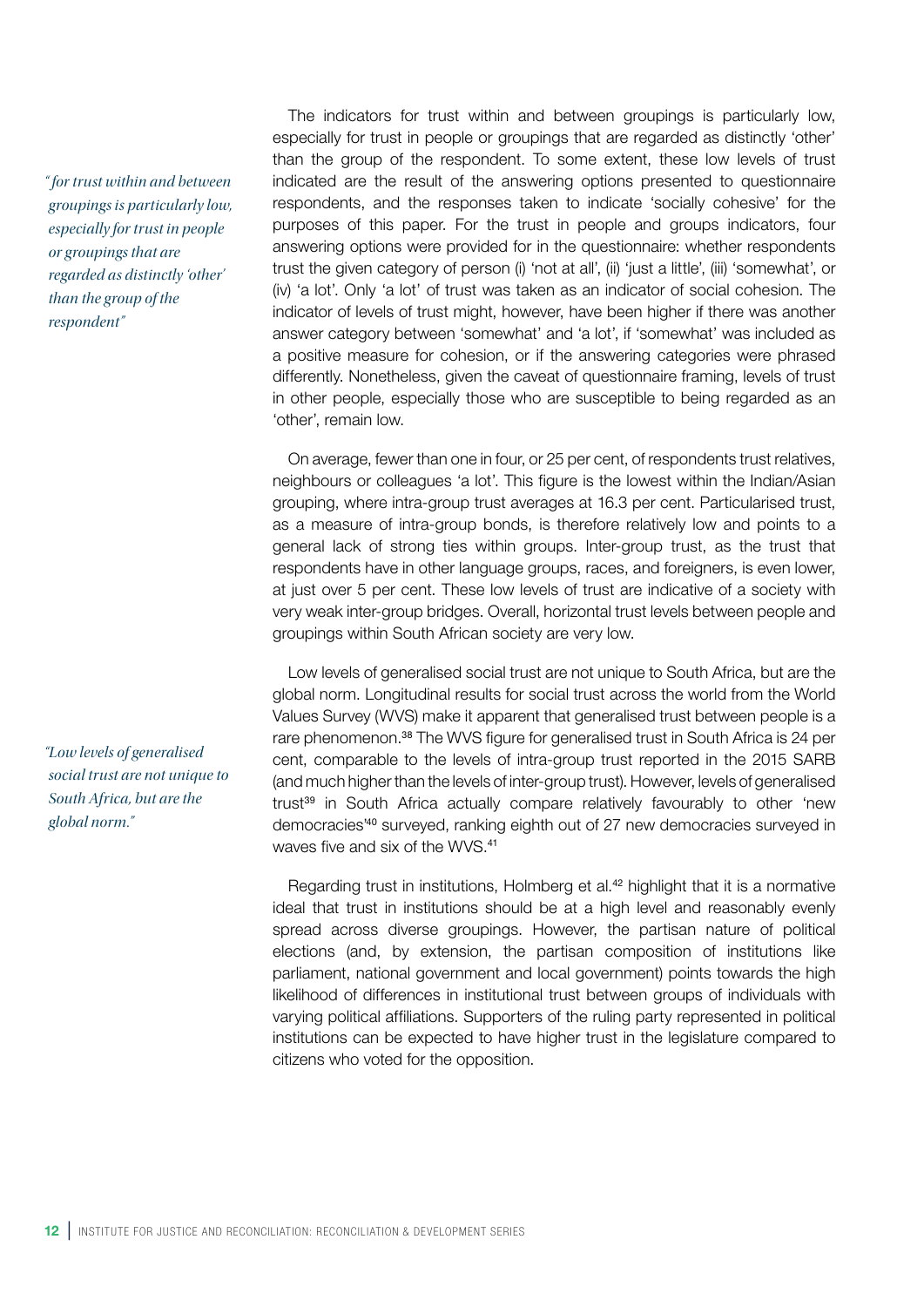*"for trust within and between groupings is particularly low, especially for trust in people or groupings that are regarded as distinctly 'other' than the group of the respondent"*

The indicators for trust within and between groupings is particularly low, especially for trust in people or groupings that are regarded as distinctly 'other' than the group of the respondent. To some extent, these low levels of trust indicated are the result of the answering options presented to questionnaire respondents, and the responses taken to indicate 'socially cohesive' for the purposes of this paper. For the trust in people and groups indicators, four answering options were provided for in the questionnaire: whether respondents trust the given category of person (i) 'not at all', (ii) 'just a little', (iii) 'somewhat', or (iv) 'a lot'. Only 'a lot' of trust was taken as an indicator of social cohesion. The indicator of levels of trust might, however, have been higher if there was another answer category between 'somewhat' and 'a lot', if 'somewhat' was included as a positive measure for cohesion, or if the answering categories were phrased differently. Nonetheless, given the caveat of questionnaire framing, levels of trust in other people, especially those who are susceptible to being regarded as an 'other', remain low.

On average, fewer than one in four, or 25 per cent, of respondents trust relatives, neighbours or colleagues 'a lot'. This figure is the lowest within the Indian/Asian grouping, where intra-group trust averages at 16.3 per cent. Particularised trust, as a measure of intra-group bonds, is therefore relatively low and points to a general lack of strong ties within groups. Inter-group trust, as the trust that respondents have in other language groups, races, and foreigners, is even lower, at just over 5 per cent. These low levels of trust are indicative of a society with very weak inter-group bridges. Overall, horizontal trust levels between people and groupings within South African society are very low.

*"Low levels of generalised social trust are not unique to South Africa, but are the global norm."*

Low levels of generalised social trust are not unique to South Africa, but are the global norm. Longitudinal results for social trust across the world from the World Values Survey (WVS) make it apparent that generalised trust between people is a rare phenomenon.[38] The WVS figure for generalised trust in South Africa is 24 per cent, comparable to the levels of intra-group trust reported in the 2015 SARB (and much higher than the levels of inter-group trust). However, levels of generalised trust[39] in South Africa actually compare relatively favourably to other 'new democracies'[40] surveyed, ranking eighth out of 27 new democracies surveyed in waves five and six of the WVS.[41]

Regarding trust in institutions, Holmberg et al.[42] highlight that it is a normative ideal that trust in institutions should be at a high level and reasonably evenly spread across diverse groupings. However, the partisan nature of political elections (and, by extension, the partisan composition of institutions like parliament, national government and local government) points towards the high likelihood of differences in institutional trust between groups of individuals with varying political affiliations. Supporters of the ruling party represented in political institutions can be expected to have higher trust in the legislature compared to citizens who voted for the opposition.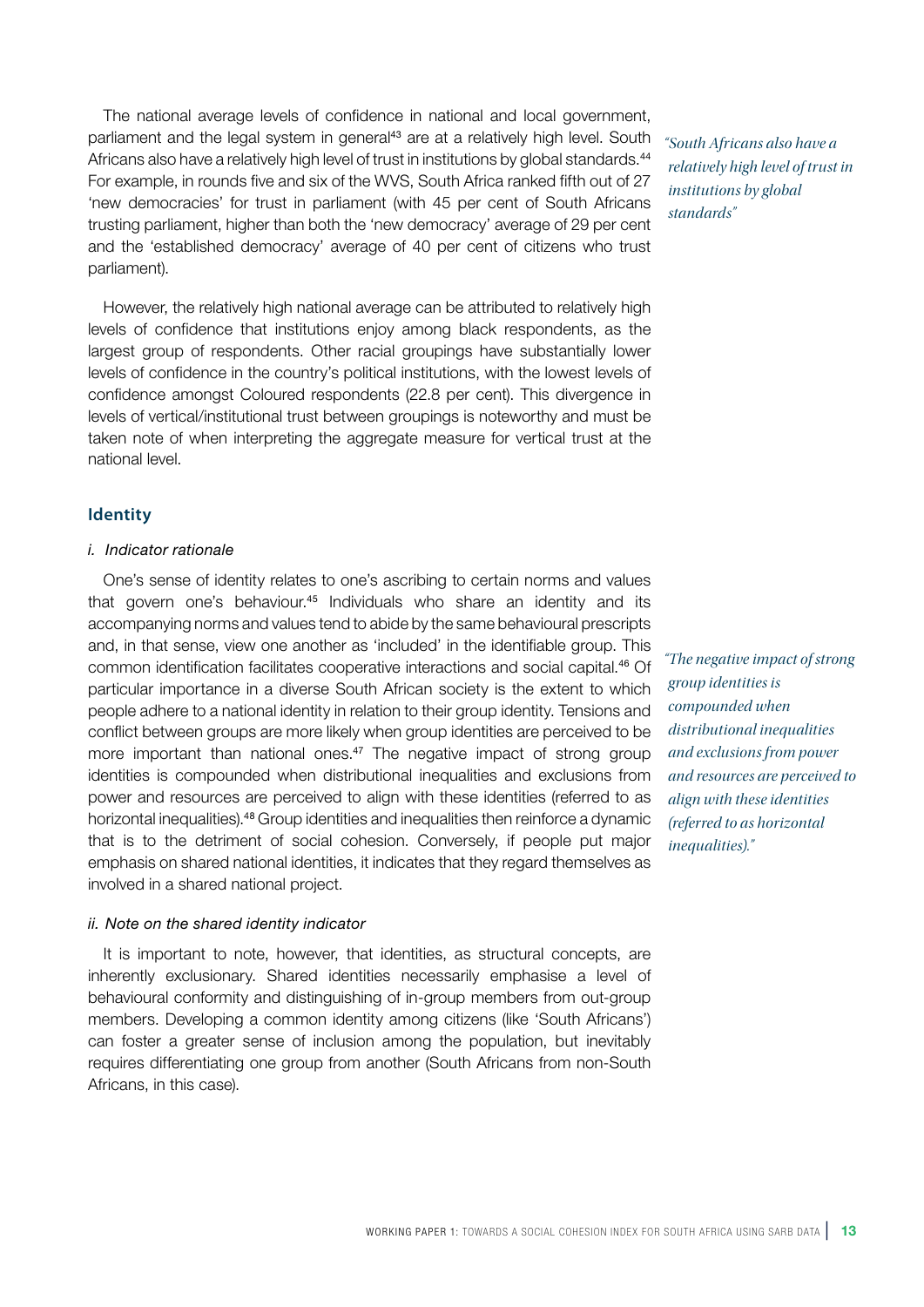The national average levels of confidence in national and local government, parliament and the legal system in general[43] are at a relatively high level. South Africans also have a relatively high level of trust in institutions by global standards.[44] For example, in rounds five and six of the WVS, South Africa ranked fifth out of 27 'new democracies' for trust in parliament (with 45 per cent of South Africans trusting parliament, higher than both the 'new democracy' average of 29 per cent and the 'established democracy' average of 40 per cent of citizens who trust parliament).

*"South Africans also have a relatively high level of trust in institutions by global standards"*

However, the relatively high national average can be attributed to relatively high levels of confidence that institutions enjoy among black respondents, as the largest group of respondents. Other racial groupings have substantially lower levels of confidence in the country's political institutions, with the lowest levels of confidence amongst Coloured respondents (22.8 per cent). This divergence in levels of vertical/institutional trust between groupings is noteworthy and must be taken note of when interpreting the aggregate measure for vertical trust at the national level.

## Identity

### *i. Indicator rationale*

One's sense of identity relates to one's ascribing to certain norms and values that govern one's behaviour.[45] Individuals who share an identity and its accompanying norms and values tend to abide by the same behavioural prescripts and, in that sense, view one another as 'included' in the identifiable group. This common identification facilitates cooperative interactions and social capital.[46] Of particular importance in a diverse South African society is the extent to which people adhere to a national identity in relation to their group identity. Tensions and conflict between groups are more likely when group identities are perceived to be more important than national ones.[47] The negative impact of strong group identities is compounded when distributional inequalities and exclusions from power and resources are perceived to align with these identities (referred to as horizontal inequalities).[48] Group identities and inequalities then reinforce a dynamic that is to the detriment of social cohesion. Conversely, if people put major emphasis on shared national identities, it indicates that they regard themselves as involved in a shared national project.

*"The negative impact of strong group identities is compounded when distributional inequalities and exclusions from power and resources are perceived to align with these identities (referred to as horizontal inequalities)."*

### *ii. Note on the shared identity indicator*

It is important to note, however, that identities, as structural concepts, are inherently exclusionary. Shared identities necessarily emphasise a level of behavioural conformity and distinguishing of in-group members from out-group members. Developing a common identity among citizens (like 'South Africans') can foster a greater sense of inclusion among the population, but inevitably requires differentiating one group from another (South Africans from non-South Africans, in this case).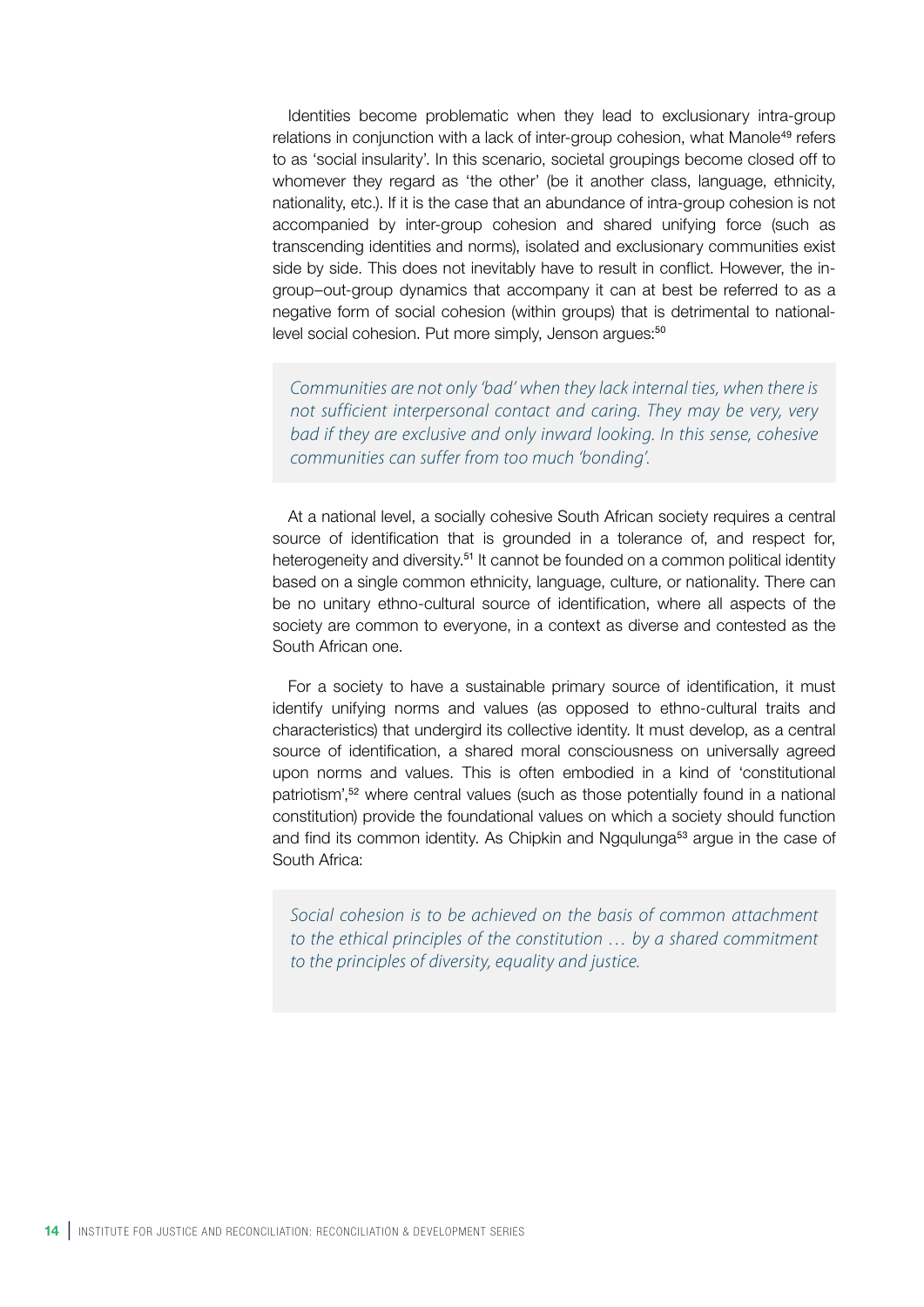Identities become problematic when they lead to exclusionary intra-group relations in conjunction with a lack of inter-group cohesion, what Manole[49] refers to as 'social insularity'. In this scenario, societal groupings become closed off to whomever they regard as 'the other' (be it another class, language, ethnicity, nationality, etc.). If it is the case that an abundance of intra-group cohesion is not accompanied by inter-group cohesion and shared unifying force (such as transcending identities and norms), isolated and exclusionary communities exist side by side. This does not inevitably have to result in conflict. However, the in-group–out-group dynamics that accompany it can at best be referred to as a negative form of social cohesion (within groups) that is detrimental to national-level social cohesion. Put more simply, Jenson argues:[50]

> *Communities are not only 'bad' when they lack internal ties, when there is not sufficient interpersonal contact and caring. They may be very, very bad if they are exclusive and only inward looking. In this sense, cohesive communities can suffer from too much 'bonding'.*

At a national level, a socially cohesive South African society requires a central source of identification that is grounded in a tolerance of, and respect for, heterogeneity and diversity.[51] It cannot be founded on a common political identity based on a single common ethnicity, language, culture, or nationality. There can be no unitary ethno-cultural source of identification, where all aspects of the society are common to everyone, in a context as diverse and contested as the South African one.

For a society to have a sustainable primary source of identification, it must identify unifying norms and values (as opposed to ethno-cultural traits and characteristics) that undergird its collective identity. It must develop, as a central source of identification, a shared moral consciousness on universally agreed upon norms and values. This is often embodied in a kind of 'constitutional patriotism',[52] where central values (such as those potentially found in a national constitution) provide the foundational values on which a society should function and find its common identity. As Chipkin and Ngqulunga[53] argue in the case of South Africa:

> *Social cohesion is to be achieved on the basis of common attachment to the ethical principles of the constitution … by a shared commitment to the principles of diversity, equality and justice.*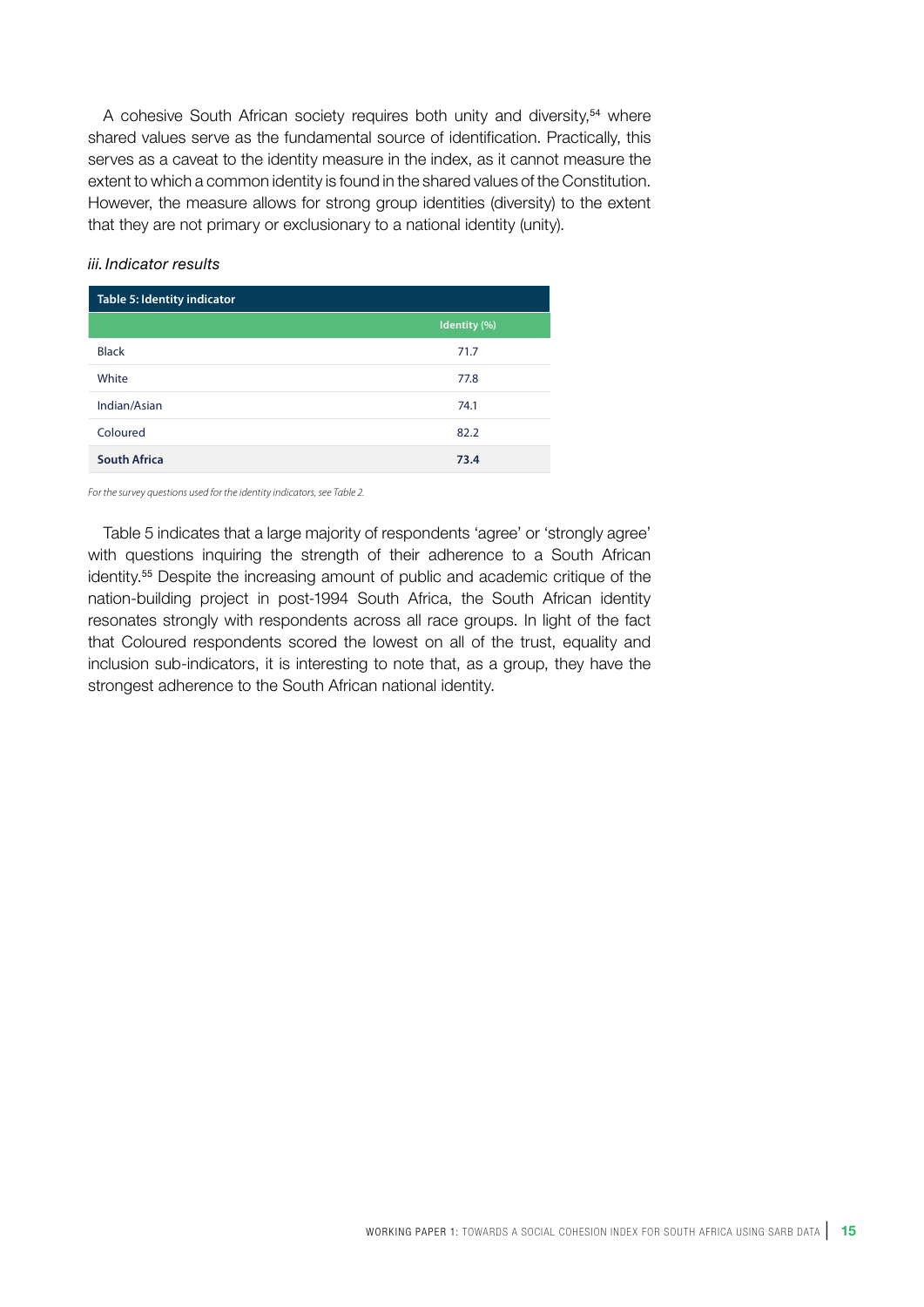A cohesive South African society requires both unity and diversity,[54] where shared values serve as the fundamental source of identification. Practically, this serves as a caveat to the identity measure in the index, as it cannot measure the extent to which a common identity is found in the shared values of the Constitution. However, the measure allows for strong group identities (diversity) to the extent that they are not primary or exclusionary to a national identity (unity).

*iii. Indicator results*

**Table 5: Identity indicator**

| | Identity (%) |
|---|---|
| Black | 71.7 |
| White | 77.8 |
| Indian/Asian | 74.1 |
| Coloured | 82.2 |
| **South Africa** | **73.4** |

*For the survey questions used for the identity indicators, see Table 2.*

Table 5 indicates that a large majority of respondents 'agree' or 'strongly agree' with questions inquiring the strength of their adherence to a South African identity.[55] Despite the increasing amount of public and academic critique of the nation-building project in post-1994 South Africa, the South African identity resonates strongly with respondents across all race groups. In light of the fact that Coloured respondents scored the lowest on all of the trust, equality and inclusion sub-indicators, it is interesting to note that, as a group, they have the strongest adherence to the South African national identity.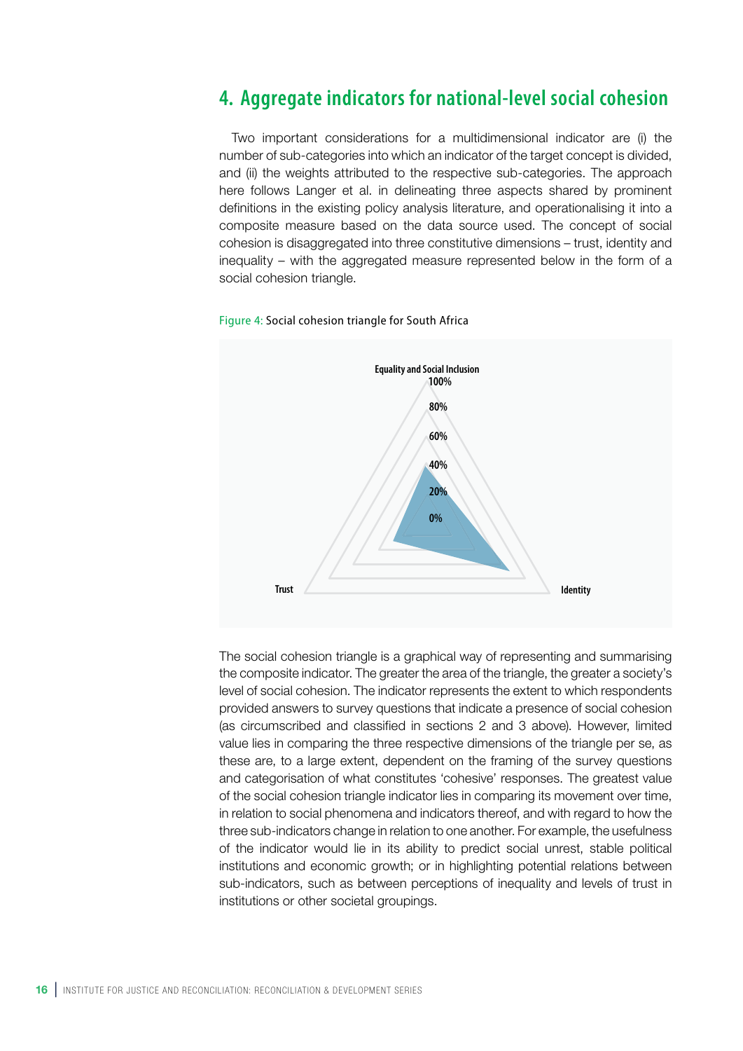## 4. Aggregate indicators for national-level social cohesion

Two important considerations for a multidimensional indicator are (i) the number of sub-categories into which an indicator of the target concept is divided, and (ii) the weights attributed to the respective sub-categories. The approach here follows Langer et al. in delineating three aspects shared by prominent definitions in the existing policy analysis literature, and operationalising it into a composite measure based on the data source used. The concept of social cohesion is disaggregated into three constitutive dimensions – trust, identity and inequality – with the aggregated measure represented below in the form of a social cohesion triangle.

Figure 4: Social cohesion triangle for South Africa

Equality and Social Inclusion

100%

80%

60%

40%

20%

0%

Trust

Identity

The social cohesion triangle is a graphical way of representing and summarising the composite indicator. The greater the area of the triangle, the greater a society's level of social cohesion. The indicator represents the extent to which respondents provided answers to survey questions that indicate a presence of social cohesion (as circumscribed and classified in sections 2 and 3 above). However, limited value lies in comparing the three respective dimensions of the triangle per se, as these are, to a large extent, dependent on the framing of the survey questions and categorisation of what constitutes 'cohesive' responses. The greatest value of the social cohesion triangle indicator lies in comparing its movement over time, in relation to social phenomena and indicators thereof, and with regard to how the three sub-indicators change in relation to one another. For example, the usefulness of the indicator would lie in its ability to predict social unrest, stable political institutions and economic growth; or in highlighting potential relations between sub-indicators, such as between perceptions of inequality and levels of trust in institutions or other societal groupings.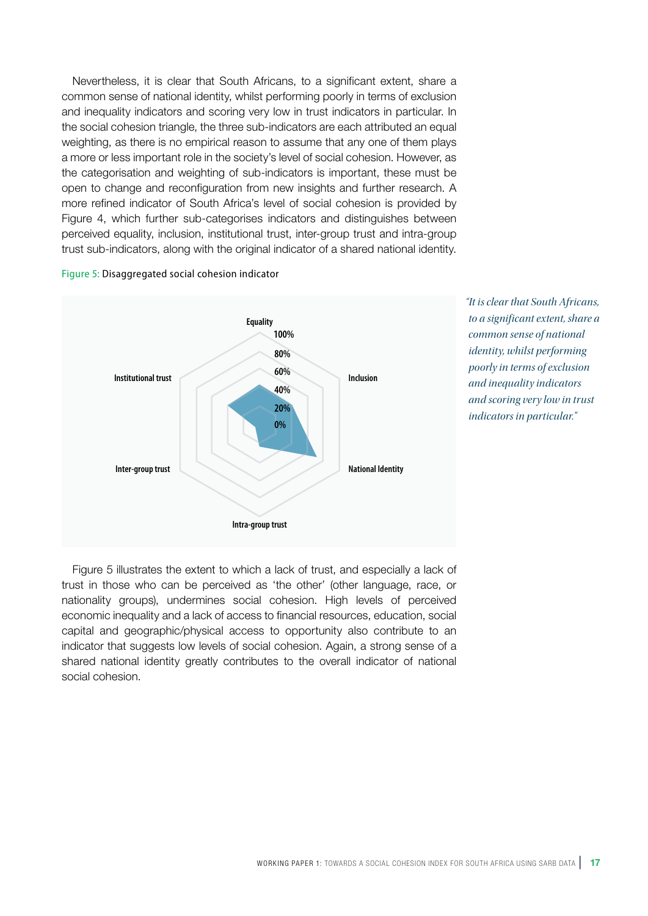Nevertheless, it is clear that South Africans, to a significant extent, share a common sense of national identity, whilst performing poorly in terms of exclusion and inequality indicators and scoring very low in trust indicators in particular. In the social cohesion triangle, the three sub-indicators are each attributed an equal weighting, as there is no empirical reason to assume that any one of them plays a more or less important role in the society's level of social cohesion. However, as the categorisation and weighting of sub-indicators is important, these must be open to change and reconfiguration from new insights and further research. A more refined indicator of South Africa's level of social cohesion is provided by Figure 4, which further sub-categorises indicators and distinguishes between perceived equality, inclusion, institutional trust, inter-group trust and intra-group trust sub-indicators, along with the original indicator of a shared national identity.

Figure 5: Disaggregated social cohesion indicator

Equality, Inclusion, National Identity, Intra-group trust, Inter-group trust, Institutional trust

100%, 80%, 60%, 40%, 20%, 0%

*"It is clear that South Africans, to a significant extent, share a common sense of national identity, whilst performing poorly in terms of exclusion and inequality indicators and scoring very low in trust indicators in particular."*

Figure 5 illustrates the extent to which a lack of trust, and especially a lack of trust in those who can be perceived as 'the other' (other language, race, or nationality groups), undermines social cohesion. High levels of perceived economic inequality and a lack of access to financial resources, education, social capital and geographic/physical access to opportunity also contribute to an indicator that suggests low levels of social cohesion. Again, a strong sense of a shared national identity greatly contributes to the overall indicator of national social cohesion.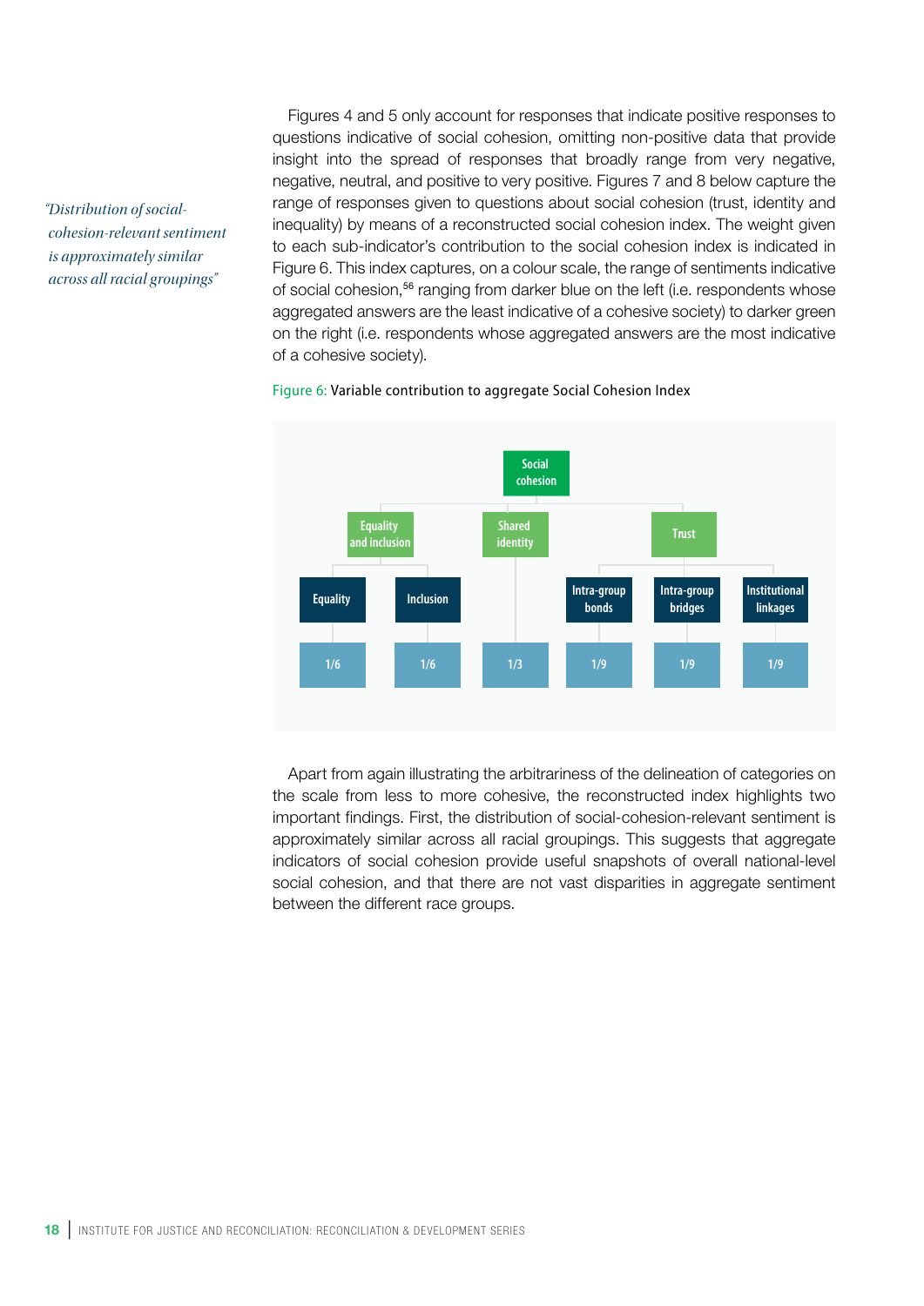*"Distribution of social-cohesion-relevant sentiment is approximately similar across all racial groupings"*

Figures 4 and 5 only account for responses that indicate positive responses to questions indicative of social cohesion, omitting non-positive data that provide insight into the spread of responses that broadly range from very negative, negative, neutral, and positive to very positive. Figures 7 and 8 below capture the range of responses given to questions about social cohesion (trust, identity and inequality) by means of a reconstructed social cohesion index. The weight given to each sub-indicator's contribution to the social cohesion index is indicated in Figure 6. This index captures, on a colour scale, the range of sentiments indicative of social cohesion,[56] ranging from darker blue on the left (i.e. respondents whose aggregated answers are the least indicative of a cohesive society) to darker green on the right (i.e. respondents whose aggregated answers are the most indicative of a cohesive society).

Figure 6: Variable contribution to aggregate Social Cohesion Index

| Top level | Dimension | Sub-indicator | Weight |
|---|---|---|---|
| Social cohesion | Equality and inclusion | Equality | 1/6 |
| | | Inclusion | 1/6 |
| | Shared identity | | 1/3 |
| | Trust | Intra-group bonds | 1/9 |
| | | Intra-group bridges | 1/9 |
| | | Institutional linkages | 1/9 |

Apart from again illustrating the arbitrariness of the delineation of categories on the scale from less to more cohesive, the reconstructed index highlights two important findings. First, the distribution of social-cohesion-relevant sentiment is approximately similar across all racial groupings. This suggests that aggregate indicators of social cohesion provide useful snapshots of overall national-level social cohesion, and that there are not vast disparities in aggregate sentiment between the different race groups.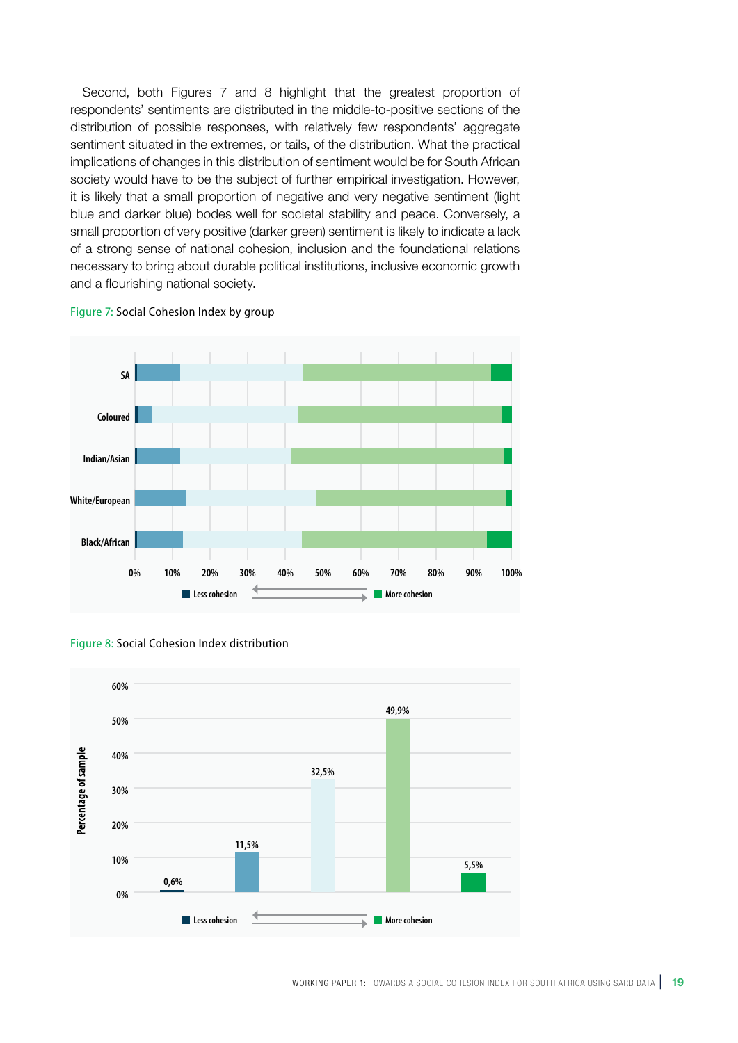Second, both Figures 7 and 8 highlight that the greatest proportion of respondents' sentiments are distributed in the middle-to-positive sections of the distribution of possible responses, with relatively few respondents' aggregate sentiment situated in the extremes, or tails, of the distribution. What the practical implications of changes in this distribution of sentiment would be for South African society would have to be the subject of further empirical investigation. However, it is likely that a small proportion of negative and very negative sentiment (light blue and darker blue) bodes well for societal stability and peace. Conversely, a small proportion of very positive (darker green) sentiment is likely to indicate a lack of a strong sense of national cohesion, inclusion and the foundational relations necessary to bring about durable political institutions, inclusive economic growth and a flourishing national society.

Figure 7: Social Cohesion Index by group

Figure 8: Social Cohesion Index distribution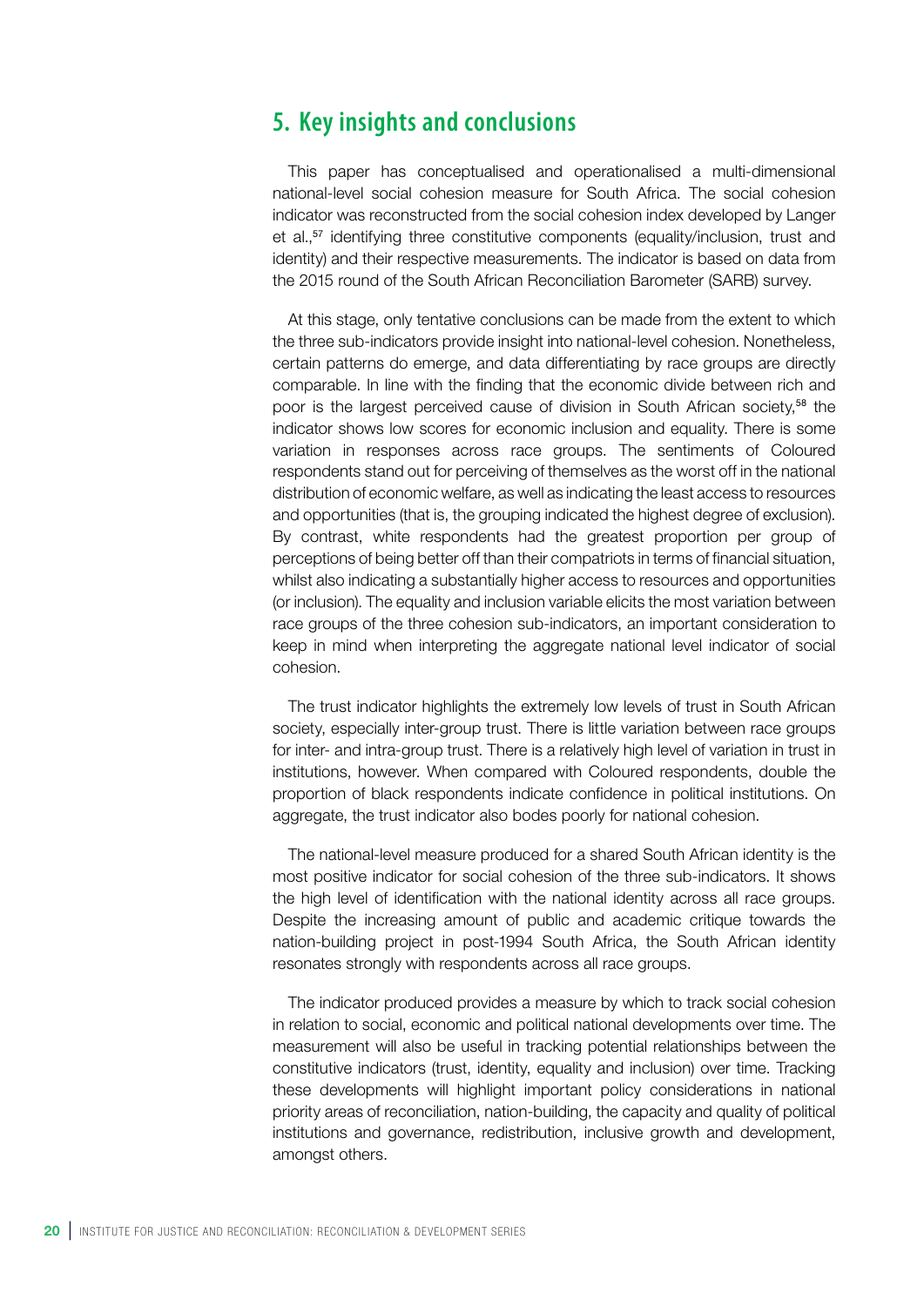## 5. Key insights and conclusions

This paper has conceptualised and operationalised a multi-dimensional national-level social cohesion measure for South Africa. The social cohesion indicator was reconstructed from the social cohesion index developed by Langer et al.,[57] identifying three constitutive components (equality/inclusion, trust and identity) and their respective measurements. The indicator is based on data from the 2015 round of the South African Reconciliation Barometer (SARB) survey.

At this stage, only tentative conclusions can be made from the extent to which the three sub-indicators provide insight into national-level cohesion. Nonetheless, certain patterns do emerge, and data differentiating by race groups are directly comparable. In line with the finding that the economic divide between rich and poor is the largest perceived cause of division in South African society,[58] the indicator shows low scores for economic inclusion and equality. There is some variation in responses across race groups. The sentiments of Coloured respondents stand out for perceiving of themselves as the worst off in the national distribution of economic welfare, as well as indicating the least access to resources and opportunities (that is, the grouping indicated the highest degree of exclusion). By contrast, white respondents had the greatest proportion per group of perceptions of being better off than their compatriots in terms of financial situation, whilst also indicating a substantially higher access to resources and opportunities (or inclusion). The equality and inclusion variable elicits the most variation between race groups of the three cohesion sub-indicators, an important consideration to keep in mind when interpreting the aggregate national level indicator of social cohesion.

The trust indicator highlights the extremely low levels of trust in South African society, especially inter-group trust. There is little variation between race groups for inter- and intra-group trust. There is a relatively high level of variation in trust in institutions, however. When compared with Coloured respondents, double the proportion of black respondents indicate confidence in political institutions. On aggregate, the trust indicator also bodes poorly for national cohesion.

The national-level measure produced for a shared South African identity is the most positive indicator for social cohesion of the three sub-indicators. It shows the high level of identification with the national identity across all race groups. Despite the increasing amount of public and academic critique towards the nation-building project in post-1994 South Africa, the South African identity resonates strongly with respondents across all race groups.

The indicator produced provides a measure by which to track social cohesion in relation to social, economic and political national developments over time. The measurement will also be useful in tracking potential relationships between the constitutive indicators (trust, identity, equality and inclusion) over time. Tracking these developments will highlight important policy considerations in national priority areas of reconciliation, nation-building, the capacity and quality of political institutions and governance, redistribution, inclusive growth and development, amongst others.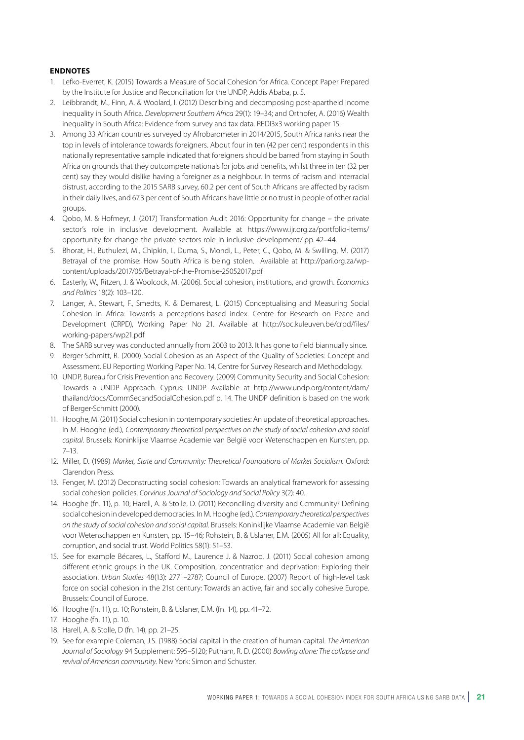## ENDNOTES

1. Lefko-Everret, K. (2015) Towards a Measure of Social Cohesion for Africa. Concept Paper Prepared by the Institute for Justice and Reconciliation for the UNDP, Addis Ababa, p. 5.
2. Leibbrandt, M., Finn, A. & Woolard, I. (2012) Describing and decomposing post-apartheid income inequality in South Africa. *Development Southern Africa* 29(1): 19–34; and Orthofer, A. (2016) Wealth inequality in South Africa: Evidence from survey and tax data. REDI3x3 working paper 15.
3. Among 33 African countries surveyed by Afrobarometer in 2014/2015, South Africa ranks near the top in levels of intolerance towards foreigners. About four in ten (42 per cent) respondents in this nationally representative sample indicated that foreigners should be barred from staying in South Africa on grounds that they outcompete nationals for jobs and benefits, whilst three in ten (32 per cent) say they would dislike having a foreigner as a neighbour. In terms of racism and interracial distrust, according to the 2015 SARB survey, 60.2 per cent of South Africans are affected by racism in their daily lives, and 67.3 per cent of South Africans have little or no trust in people of other racial groups.
4. Qobo, M. & Hofmeyr, J. (2017) Transformation Audit 2016: Opportunity for change – the private sector's role in inclusive development. Available at https://www.ijr.org.za/portfolio-items/opportunity-for-change-the-private-sectors-role-in-inclusive-development/ pp. 42–44.
5. Bhorat, H., Buthulezi, M., Chipkin, I., Duma, S., Mondi, L., Peter, C., Qobo, M. & Swilling, M. (2017) Betrayal of the promise: How South Africa is being stolen. Available at http://pari.org.za/wp-content/uploads/2017/05/Betrayal-of-the-Promise-25052017.pdf
6. Easterly, W., Ritzen, J. & Woolcock, M. (2006). Social cohesion, institutions, and growth. *Economics and Politics* 18(2): 103–120.
7. Langer, A., Stewart, F., Smedts, K. & Demarest, L. (2015) Conceptualising and Measuring Social Cohesion in Africa: Towards a perceptions-based index. Centre for Research on Peace and Development (CRPD), Working Paper No 21. Available at http://soc.kuleuven.be/crpd/files/working-papers/wp21.pdf
8. The SARB survey was conducted annually from 2003 to 2013. It has gone to field biannually since.
9. Berger-Schmitt, R. (2000) Social Cohesion as an Aspect of the Quality of Societies: Concept and Assessment. EU Reporting Working Paper No. 14, Centre for Survey Research and Methodology.
10. UNDP, Bureau for Crisis Prevention and Recovery. (2009) Community Security and Social Cohesion: Towards a UNDP Approach. Cyprus: UNDP. Available at http://www.undp.org/content/dam/thailand/docs/CommSecandSocialCohesion.pdf p. 14. The UNDP definition is based on the work of Berger-Schmitt (2000).
11. Hooghe, M. (2011) Social cohesion in contemporary societies: An update of theoretical approaches. In M. Hooghe (ed.), *Contemporary theoretical perspectives on the study of social cohesion and social capital*. Brussels: Koninklijke Vlaamse Academie van België voor Wetenschappen en Kunsten, pp. 7–13.
12. Miller, D. (1989) *Market, State and Community: Theoretical Foundations of Market Socialism*. Oxford: Clarendon Press.
13. Fenger, M. (2012) Deconstructing social cohesion: Towards an analytical framework for assessing social cohesion policies. *Corvinus Journal of Sociology and Social Policy* 3(2): 40.
14. Hooghe (fn. 11), p. 10; Harell, A. & Stolle, D. (2011) Reconciling diversity and Ccmmunity? Defining social cohesion in developed democracies. In M. Hooghe (ed.). *Contemporary theoretical perspectives on the study of social cohesion and social capital*. Brussels: Koninklijke Vlaamse Academie van België voor Wetenschappen en Kunsten, pp. 15–46; Rohstein, B. & Uslaner, E.M. (2005) All for all: Equality, corruption, and social trust. World Politics 58(1): 51–53.
15. See for example Bécares, L., Stafford M., Laurence J. & Nazroo, J. (2011) Social cohesion among different ethnic groups in the UK. Composition, concentration and deprivation: Exploring their association. *Urban Studies* 48(13): 2771–2787; Council of Europe. (2007) Report of high-level task force on social cohesion in the 21st century: Towards an active, fair and socially cohesive Europe. Brussels: Council of Europe.
16. Hooghe (fn. 11), p. 10; Rohstein, B. & Uslaner, E.M. (fn. 14), pp. 41–72.
17. Hooghe (fn. 11), p. 10.
18. Harell, A. & Stolle, D (fn. 14), pp. 21–25.
19. See for example Coleman, J.S. (1988) Social capital in the creation of human capital. *The American Journal of Sociology* 94 Supplement: S95–S120; Putnam, R. D. (2000) *Bowling alone: The collapse and revival of American community*. New York: Simon and Schuster.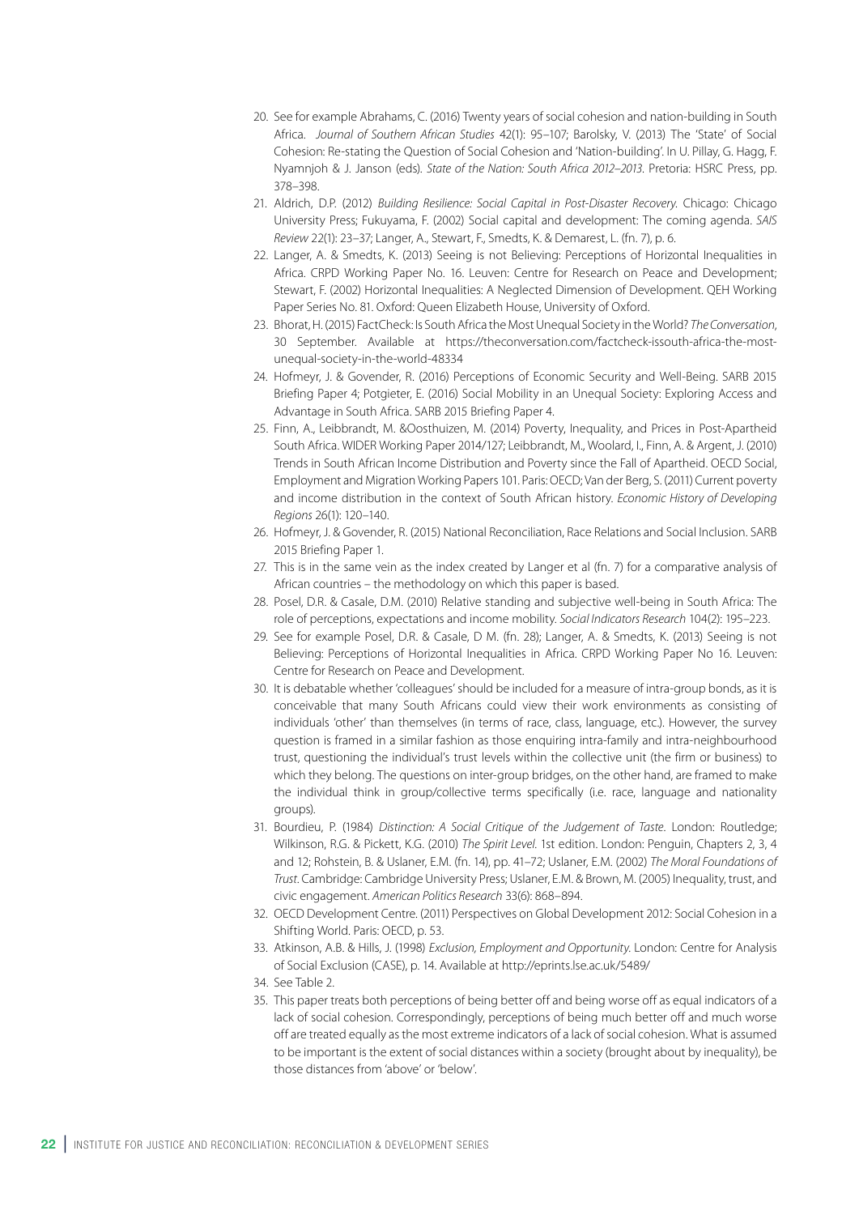20. See for example Abrahams, C. (2016) Twenty years of social cohesion and nation-building in South Africa. *Journal of Southern African Studies* 42(1): 95–107; Barolsky, V. (2013) The 'State' of Social Cohesion: Re-stating the Question of Social Cohesion and 'Nation-building'. In U. Pillay, G. Hagg, F. Nyamnjoh & J. Janson (eds). *State of the Nation: South Africa 2012–2013*. Pretoria: HSRC Press, pp. 378–398.
21. Aldrich, D.P. (2012) *Building Resilience: Social Capital in Post-Disaster Recovery*. Chicago: Chicago University Press; Fukuyama, F. (2002) Social capital and development: The coming agenda. *SAIS Review* 22(1): 23–37; Langer, A., Stewart, F., Smedts, K. & Demarest, L. (fn. 7), p. 6.
22. Langer, A. & Smedts, K. (2013) Seeing is not Believing: Perceptions of Horizontal Inequalities in Africa. CRPD Working Paper No. 16. Leuven: Centre for Research on Peace and Development; Stewart, F. (2002) Horizontal Inequalities: A Neglected Dimension of Development. QEH Working Paper Series No. 81. Oxford: Queen Elizabeth House, University of Oxford.
23. Bhorat, H. (2015) FactCheck: Is South Africa the Most Unequal Society in the World? *The Conversation*, 30 September. Available at https://theconversation.com/factcheck-issouth-africa-the-most-unequal-society-in-the-world-48334
24. Hofmeyr, J. & Govender, R. (2016) Perceptions of Economic Security and Well-Being. SARB 2015 Briefing Paper 4; Potgieter, E. (2016) Social Mobility in an Unequal Society: Exploring Access and Advantage in South Africa. SARB 2015 Briefing Paper 4.
25. Finn, A., Leibbrandt, M. &Oosthuizen, M. (2014) Poverty, Inequality, and Prices in Post-Apartheid South Africa. WIDER Working Paper 2014/127; Leibbrandt, M., Woolard, I., Finn, A. & Argent, J. (2010) Trends in South African Income Distribution and Poverty since the Fall of Apartheid. OECD Social, Employment and Migration Working Papers 101. Paris: OECD; Van der Berg, S. (2011) Current poverty and income distribution in the context of South African history. *Economic History of Developing Regions* 26(1): 120–140.
26. Hofmeyr, J. & Govender, R. (2015) National Reconciliation, Race Relations and Social Inclusion. SARB 2015 Briefing Paper 1.
27. This is in the same vein as the index created by Langer et al (fn. 7) for a comparative analysis of African countries – the methodology on which this paper is based.
28. Posel, D.R. & Casale, D.M. (2010) Relative standing and subjective well-being in South Africa: The role of perceptions, expectations and income mobility. *Social Indicators Research* 104(2): 195–223.
29. See for example Posel, D.R. & Casale, D M. (fn. 28); Langer, A. & Smedts, K. (2013) Seeing is not Believing: Perceptions of Horizontal Inequalities in Africa. CRPD Working Paper No 16. Leuven: Centre for Research on Peace and Development.
30. It is debatable whether 'colleagues' should be included for a measure of intra-group bonds, as it is conceivable that many South Africans could view their work environments as consisting of individuals 'other' than themselves (in terms of race, class, language, etc.). However, the survey question is framed in a similar fashion as those enquiring intra-family and intra-neighbourhood trust, questioning the individual's trust levels within the collective unit (the firm or business) to which they belong. The questions on inter-group bridges, on the other hand, are framed to make the individual think in group/collective terms specifically (i.e. race, language and nationality groups).
31. Bourdieu, P. (1984) *Distinction: A Social Critique of the Judgement of Taste*. London: Routledge; Wilkinson, R.G. & Pickett, K.G. (2010) *The Spirit Level*. 1st edition. London: Penguin, Chapters 2, 3, 4 and 12; Rohstein, B. & Uslaner, E.M. (fn. 14), pp. 41–72; Uslaner, E.M. (2002) *The Moral Foundations of Trust*. Cambridge: Cambridge University Press; Uslaner, E.M. & Brown, M. (2005) Inequality, trust, and civic engagement. *American Politics Research* 33(6): 868–894.
32. OECD Development Centre. (2011) Perspectives on Global Development 2012: Social Cohesion in a Shifting World. Paris: OECD, p. 53.
33. Atkinson, A.B. & Hills, J. (1998) *Exclusion, Employment and Opportunity*. London: Centre for Analysis of Social Exclusion (CASE), p. 14. Available at http://eprints.lse.ac.uk/5489/
34. See Table 2.
35. This paper treats both perceptions of being better off and being worse off as equal indicators of a lack of social cohesion. Correspondingly, perceptions of being much better off and much worse off are treated equally as the most extreme indicators of a lack of social cohesion. What is assumed to be important is the extent of social distances within a society (brought about by inequality), be those distances from 'above' or 'below'.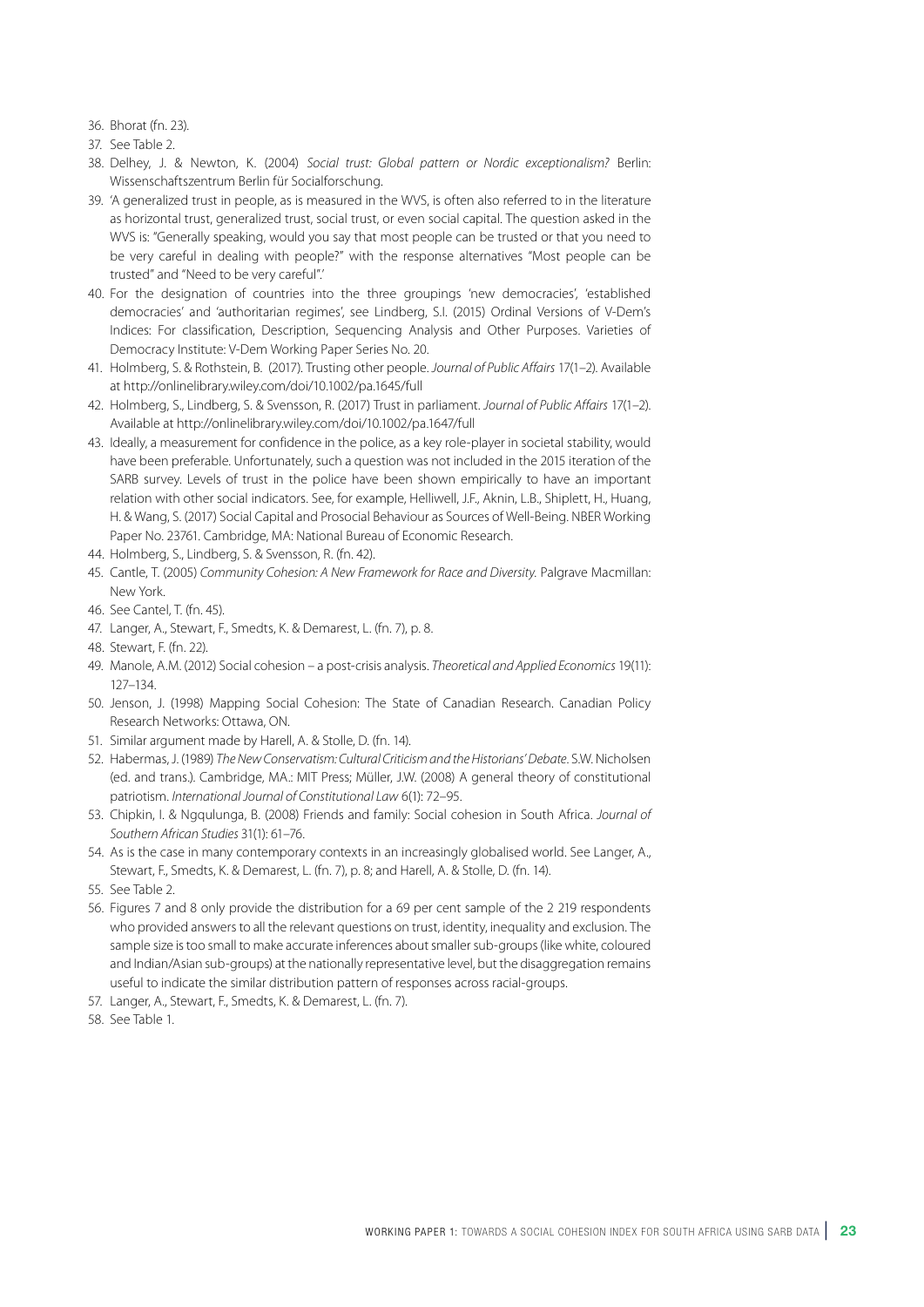36. Bhorat (fn. 23).
37. See Table 2.
38. Delhey, J. & Newton, K. (2004) *Social trust: Global pattern or Nordic exceptionalism?* Berlin: Wissenschaftszentrum Berlin für Socialforschung.
39. 'A generalized trust in people, as is measured in the WVS, is often also referred to in the literature as horizontal trust, generalized trust, social trust, or even social capital. The question asked in the WVS is: "Generally speaking, would you say that most people can be trusted or that you need to be very careful in dealing with people?" with the response alternatives "Most people can be trusted" and "Need to be very careful".'
40. For the designation of countries into the three groupings 'new democracies', 'established democracies' and 'authoritarian regimes', see Lindberg, S.I. (2015) Ordinal Versions of V-Dem's Indices: For classification, Description, Sequencing Analysis and Other Purposes. Varieties of Democracy Institute: V-Dem Working Paper Series No. 20.
41. Holmberg, S. & Rothstein, B. (2017). Trusting other people. *Journal of Public Affairs* 17(1–2). Available at http://onlinelibrary.wiley.com/doi/10.1002/pa.1645/full
42. Holmberg, S., Lindberg, S. & Svensson, R. (2017) Trust in parliament. *Journal of Public Affairs* 17(1–2). Available at http://onlinelibrary.wiley.com/doi/10.1002/pa.1647/full
43. Ideally, a measurement for confidence in the police, as a key role-player in societal stability, would have been preferable. Unfortunately, such a question was not included in the 2015 iteration of the SARB survey. Levels of trust in the police have been shown empirically to have an important relation with other social indicators. See, for example, Helliwell, J.F., Aknin, L.B., Shiplett, H., Huang, H. & Wang, S. (2017) Social Capital and Prosocial Behaviour as Sources of Well-Being. NBER Working Paper No. 23761. Cambridge, MA: National Bureau of Economic Research.
44. Holmberg, S., Lindberg, S. & Svensson, R. (fn. 42).
45. Cantle, T. (2005) *Community Cohesion: A New Framework for Race and Diversity.* Palgrave Macmillan: New York.
46. See Cantel, T. (fn. 45).
47. Langer, A., Stewart, F., Smedts, K. & Demarest, L. (fn. 7), p. 8.
48. Stewart, F. (fn. 22).
49. Manole, A.M. (2012) Social cohesion – a post-crisis analysis. *Theoretical and Applied Economics* 19(11): 127–134.
50. Jenson, J. (1998) Mapping Social Cohesion: The State of Canadian Research. Canadian Policy Research Networks: Ottawa, ON.
51. Similar argument made by Harell, A. & Stolle, D. (fn. 14).
52. Habermas, J. (1989) *The New Conservatism: Cultural Criticism and the Historians' Debate*. S.W. Nicholsen (ed. and trans.). Cambridge, MA.: MIT Press; Müller, J.W. (2008) A general theory of constitutional patriotism. *International Journal of Constitutional Law* 6(1): 72–95.
53. Chipkin, I. & Ngqulunga, B. (2008) Friends and family: Social cohesion in South Africa. *Journal of Southern African Studies* 31(1): 61–76.
54. As is the case in many contemporary contexts in an increasingly globalised world. See Langer, A., Stewart, F., Smedts, K. & Demarest, L. (fn. 7), p. 8; and Harell, A. & Stolle, D. (fn. 14).
55. See Table 2.
56. Figures 7 and 8 only provide the distribution for a 69 per cent sample of the 2 219 respondents who provided answers to all the relevant questions on trust, identity, inequality and exclusion. The sample size is too small to make accurate inferences about smaller sub-groups (like white, coloured and Indian/Asian sub-groups) at the nationally representative level, but the disaggregation remains useful to indicate the similar distribution pattern of responses across racial-groups.
57. Langer, A., Stewart, F., Smedts, K. & Demarest, L. (fn. 7).
58. See Table 1.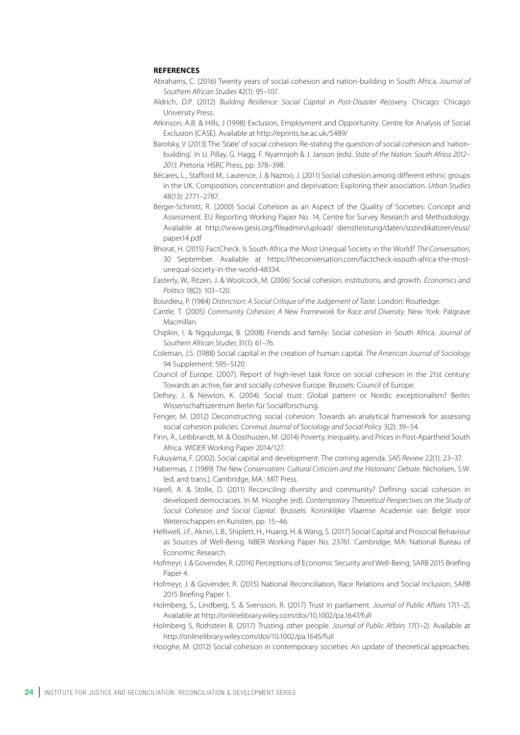## REFERENCES

Abrahams, C. (2016) Twenty years of social cohesion and nation-building in South Africa. *Journal of Southern African Studies* 42(1): 95–107.

Aldrich, D.P. (2012) *Building Resilience: Social Capital in Post-Disaster Recovery.* Chicago: Chicago University Press.

Atkinson, A.B. & Hills, J (1998) Exclusion, Employment and Opportunity. Centre for Analysis of Social Exclusion (CASE). Available at http://eprints.lse.ac.uk/5489/

Barolsky, V. (2013) The 'State' of social cohesion: Re-stating the question of social cohesion and 'nation-building'. In U. Pillay, G. Hagg, F. Nyamnjoh & J. Janson (eds). *State of the Nation: South Africa 2012–2013*. Pretoria: HSRC Press, pp. 378–398.

Bécares, L., Stafford M., Laurence, J. & Nazroo, J. (2011) Social cohesion among different ethnic groups in the UK. Composition, concentration and deprivation: Exploring their association. *Urban Studies* 48(13): 2771–2787.

Berger-Schmitt, R. (2000) Social Cohesion as an Aspect of the Quality of Societies: Concept and Assessment. EU Reporting Working Paper No. 14, Centre for Survey Research and Methodology. Available at http://www.gesis.org/fileadmin/upload/ dienstleistung/daten/sozindikatoren/eusi/paper14.pdf

Bhorat, H. (2015) FactCheck: Is South Africa the Most Unequal Society in the World? *The Conversation*, 30 September. Available at https://theconversation.com/factcheck-issouth-africa-the-most-unequal-society-in-the-world-48334.

Easterly, W., Ritzen, J. & Woolcock, M. (2006) Social cohesion, institutions, and growth. *Economics and Politics* 18(2): 103–120.

Bourdieu, P. (1984) *Distinction: A Social Critique of the Judgement of Taste*. London: Routledge.

Cantle, T. (2005) *Community Cohesion: A New Framework for Race and Diversity.* New York: Palgrave Macmillan.

Chipkin, I. & Ngqulunga, B. (2008) Friends and family: Social cohesion in South Africa. *Journal of Southern African Studies* 31(1): 61–76.

Coleman, J.S. (1988) Social capital in the creation of human capital. *The American Journal of Sociology* 94 Supplement: S95–S120.

Council of Europe. (2007). Report of high-level task force on social cohesion in the 21st century: Towards an active, fair and socially cohesive Europe. Brussels: Council of Europe.

Delhey, J. & Newton, K. (2004). Social trust: Global pattern or Nordic exceptionalism? Berlin: Wissenschaftszentrum Berlin für Socialforschung.

Fenger, M. (2012) Deconstructing social cohesion: Towards an analytical framework for assessing social cohesion policies. *Corvinus Journal of Sociology and Social Policy* 3(2): 39–54.

Finn, A., Leibbrandt, M. & Oosthuizen, M. (2014) Poverty, Inequality, and Prices in Post-Apartheid South Africa. WIDER Working Paper 2014/127.

Fukuyama, F. (2002). Social capital and development: The coming agenda. *SAIS Review* 22(1): 23–37.

Habermas, J. (1989) *The New Conservatism: Cultural Criticism and the Historians' Debate.* Nicholsen, S.W. (ed. and trans.). Cambridge, MA.: MIT Press.

Harell, A. & Stolle, D. (2011) Reconciling diversity and community? Defining social cohesion in developed democracies. In M. Hooghe (ed). *Contemporary Theoretical Perspectives on the Study of Social Cohesion and Social Capital.* Brussels: Koninklijke Vlaamse Academie van België voor Wetenschappen en Kunsten, pp. 15–46.

Helliwell, J.F., Aknin, L.B., Shiplett, H., Huang, H. & Wang, S. (2017) Social Capital and Prosocial Behaviour as Sources of Well-Being. NBER Working Paper No. 23761. Cambridge, MA: National Bureau of Economic Research.

Hofmeyr, J. & Govender, R. (2016) Perceptions of Economic Security and Well-Being. SARB 2015 Briefing Paper 4.

Hofmeyr, J. & Govender, R. (2015) National Reconciliation, Race Relations and Social Inclusion. SARB 2015 Briefing Paper 1.

Holmberg, S., Lindberg, S. & Svensson, R. (2017) Trust in parliament. *Journal of Public Affairs* 17(1–2). Available at http://onlinelibrary.wiley.com/doi/10.1002/pa.1647/full

Holmberg S, Rothstein B. (2017) Trusting other people. *Journal of Public Affairs* 17(1–2). Available at http://onlinelibrary.wiley.com/doi/10.1002/pa.1645/full

Hooghe, M. (2012) Social cohesion in contemporary societies: An update of theoretical approaches.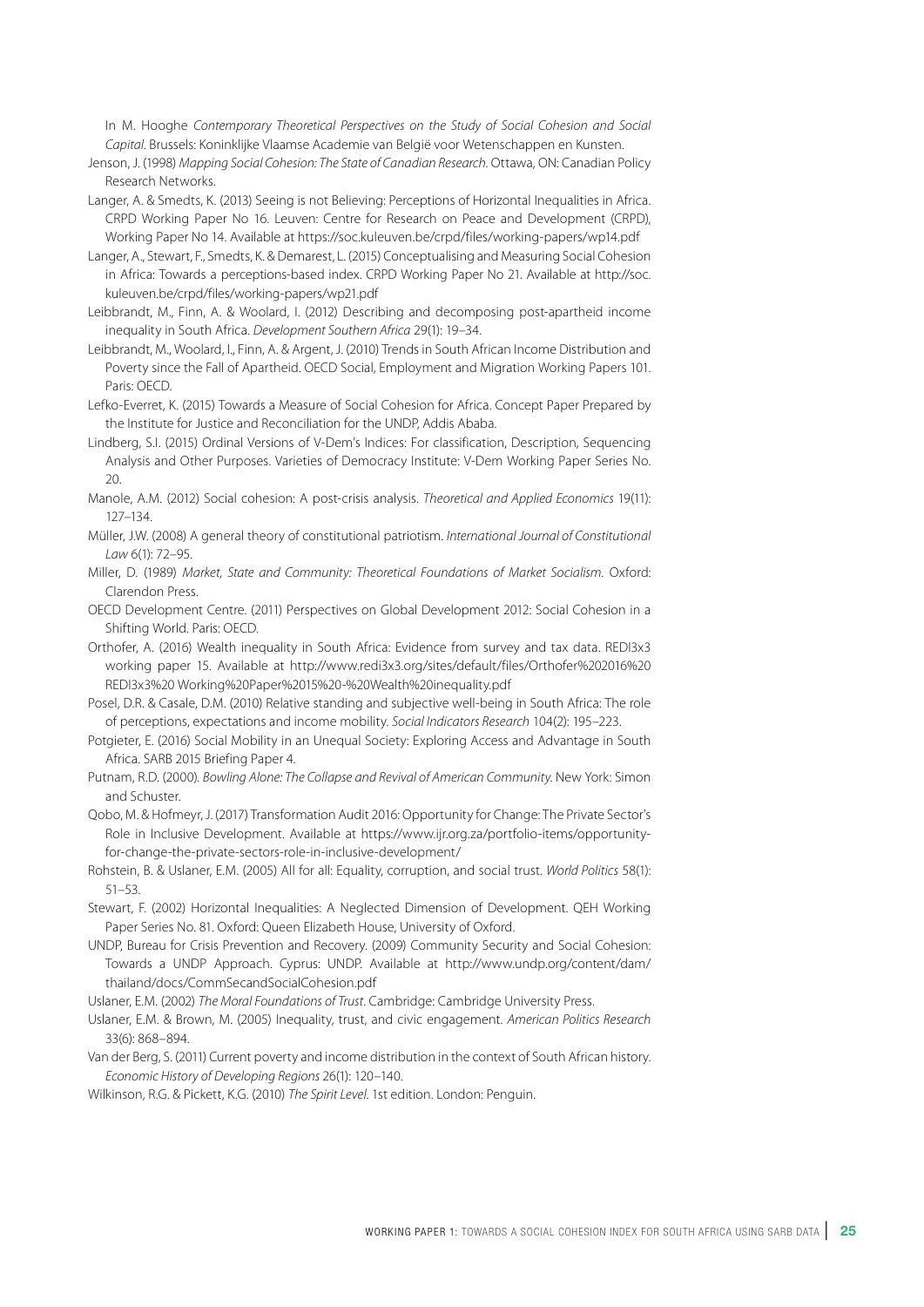In M. Hooghe *Contemporary Theoretical Perspectives on the Study of Social Cohesion and Social Capital*. Brussels: Koninklijke Vlaamse Academie van België voor Wetenschappen en Kunsten.

Jenson, J. (1998) *Mapping Social Cohesion: The State of Canadian Research*. Ottawa, ON: Canadian Policy Research Networks.

Langer, A. & Smedts, K. (2013) Seeing is not Believing: Perceptions of Horizontal Inequalities in Africa. CRPD Working Paper No 16. Leuven: Centre for Research on Peace and Development (CRPD), Working Paper No 14. Available at https://soc.kuleuven.be/crpd/files/working-papers/wp14.pdf

Langer, A., Stewart, F., Smedts, K. & Demarest, L. (2015) Conceptualising and Measuring Social Cohesion in Africa: Towards a perceptions-based index. CRPD Working Paper No 21. Available at http://soc.kuleuven.be/crpd/files/working-papers/wp21.pdf

Leibbrandt, M., Finn, A. & Woolard, I. (2012) Describing and decomposing post-apartheid income inequality in South Africa. *Development Southern Africa* 29(1): 19–34.

Leibbrandt, M., Woolard, I., Finn, A. & Argent, J. (2010) Trends in South African Income Distribution and Poverty since the Fall of Apartheid. OECD Social, Employment and Migration Working Papers 101. Paris: OECD.

Lefko-Everret, K. (2015) Towards a Measure of Social Cohesion for Africa. Concept Paper Prepared by the Institute for Justice and Reconciliation for the UNDP, Addis Ababa.

Lindberg, S.I. (2015) Ordinal Versions of V-Dem's Indices: For classification, Description, Sequencing Analysis and Other Purposes. Varieties of Democracy Institute: V-Dem Working Paper Series No. 20.

Manole, A.M. (2012) Social cohesion: A post-crisis analysis. *Theoretical and Applied Economics* 19(11): 127–134.

Müller, J.W. (2008) A general theory of constitutional patriotism. *International Journal of Constitutional Law* 6(1): 72–95.

Miller, D. (1989) *Market, State and Community: Theoretical Foundations of Market Socialism*. Oxford: Clarendon Press.

OECD Development Centre. (2011) Perspectives on Global Development 2012: Social Cohesion in a Shifting World. Paris: OECD.

Orthofer, A. (2016) Wealth inequality in South Africa: Evidence from survey and tax data. REDI3x3 working paper 15. Available at http://www.redi3x3.org/sites/default/files/Orthofer%202016%20REDI3x3%20Working%20Paper%2015%20-%20Wealth%20inequality.pdf

Posel, D.R. & Casale, D.M. (2010) Relative standing and subjective well-being in South Africa: The role of perceptions, expectations and income mobility. *Social Indicators Research* 104(2): 195–223.

Potgieter, E. (2016) Social Mobility in an Unequal Society: Exploring Access and Advantage in South Africa. SARB 2015 Briefing Paper 4.

Putnam, R.D. (2000). *Bowling Alone: The Collapse and Revival of American Community*. New York: Simon and Schuster.

Qobo, M. & Hofmeyr, J. (2017) Transformation Audit 2016: Opportunity for Change: The Private Sector's Role in Inclusive Development. Available at https://www.ijr.org.za/portfolio-items/opportunity-for-change-the-private-sectors-role-in-inclusive-development/

Rohstein, B. & Uslaner, E.M. (2005) All for all: Equality, corruption, and social trust. *World Politics* 58(1): 51–53.

Stewart, F. (2002) Horizontal Inequalities: A Neglected Dimension of Development. QEH Working Paper Series No. 81. Oxford: Queen Elizabeth House, University of Oxford.

UNDP, Bureau for Crisis Prevention and Recovery. (2009) Community Security and Social Cohesion: Towards a UNDP Approach. Cyprus: UNDP. Available at http://www.undp.org/content/dam/thailand/docs/CommSecandSocialCohesion.pdf

Uslaner, E.M. (2002) *The Moral Foundations of Trust*. Cambridge: Cambridge University Press.

Uslaner, E.M. & Brown, M. (2005) Inequality, trust, and civic engagement. *American Politics Research* 33(6): 868–894.

Van der Berg, S. (2011) Current poverty and income distribution in the context of South African history. *Economic History of Developing Regions* 26(1): 120–140.

Wilkinson, R.G. & Pickett, K.G. (2010) *The Spirit Level*. 1st edition. London: Penguin.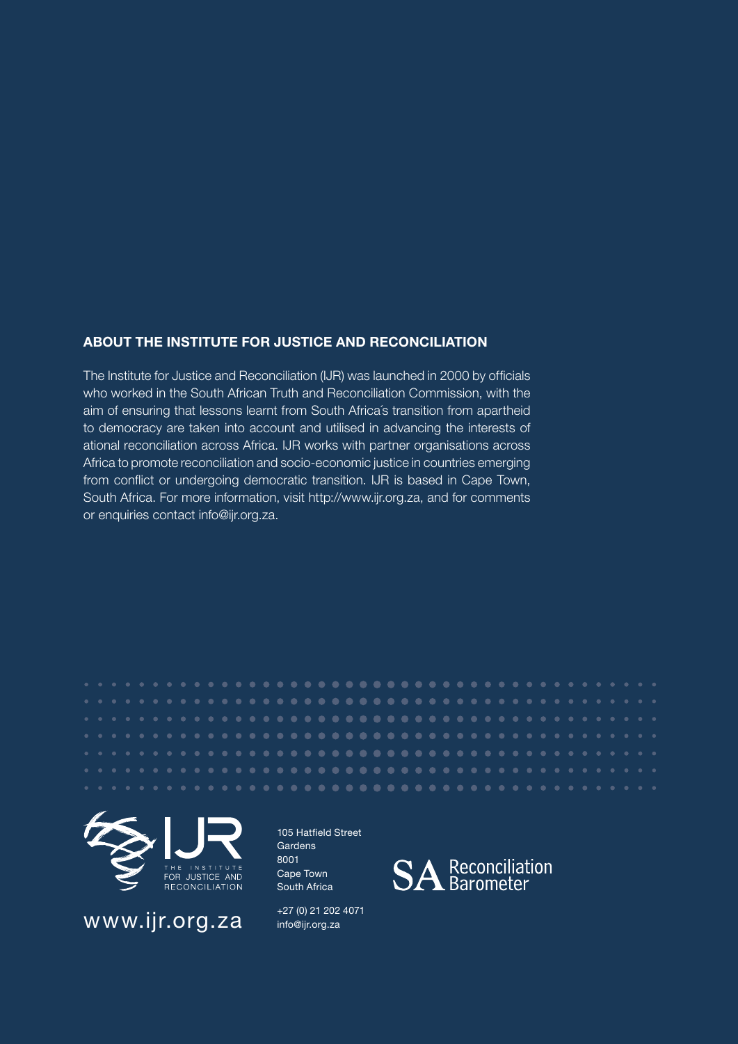## ABOUT THE INSTITUTE FOR JUSTICE AND RECONCILIATION

The Institute for Justice and Reconciliation (IJR) was launched in 2000 by officials who worked in the South African Truth and Reconciliation Commission, with the aim of ensuring that lessons learnt from South Africa´s transition from apartheid to democracy are taken into account and utilised in advancing the interests of ational reconciliation across Africa. IJR works with partner organisations across Africa to promote reconciliation and socio-economic justice in countries emerging from conflict or undergoing democratic transition. IJR is based in Cape Town, South Africa. For more information, visit http://www.ijr.org.za, and for comments or enquiries contact info@ijr.org.za.

IJR
THE INSTITUTE FOR JUSTICE AND RECONCILIATION

www.ijr.org.za

105 Hatfield Street
Gardens
8001
Cape Town
South Africa

+27 (0) 21 202 4071
info@ijr.org.za

SA Reconciliation Barometer